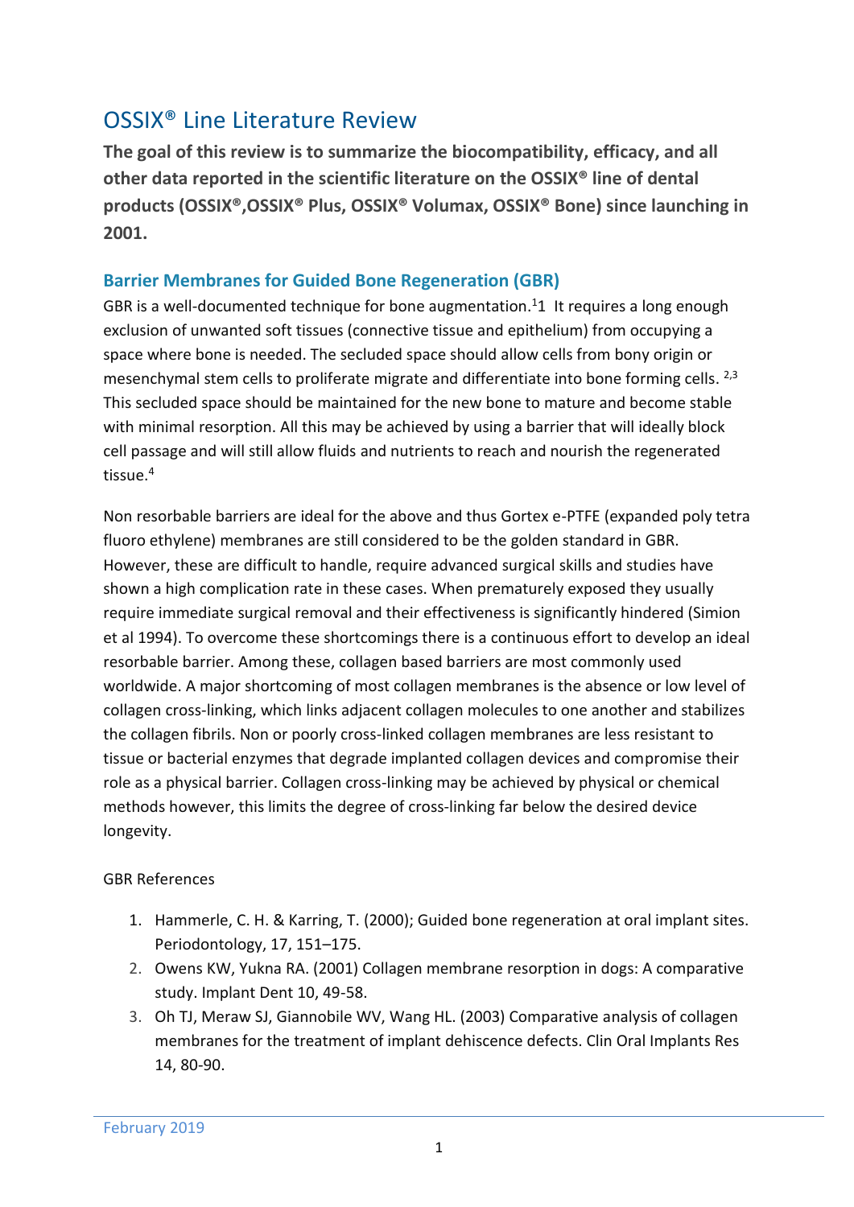# OSSIX® Line Literature Review

**The goal of this review is to summarize the biocompatibility, efficacy, and all other data reported in the scientific literature on the OSSIX® line of dental products (OSSIX®,OSSIX® Plus, OSSIX® Volumax, OSSIX® Bone) since launching in 2001.**

## Barrier Membranes for Guided Bone Regeneration (GBR)

GBR is a well-documented technique for bone augmentation.[1]1 It requires a long enough exclusion of unwanted soft tissues (connective tissue and epithelium) from occupying a space where bone is needed. The secluded space should allow cells from bony origin or mesenchymal stem cells to proliferate migrate and differentiate into bone forming cells. [2,3] This secluded space should be maintained for the new bone to mature and become stable with minimal resorption. All this may be achieved by using a barrier that will ideally block cell passage and will still allow fluids and nutrients to reach and nourish the regenerated tissue.[4]

Non resorbable barriers are ideal for the above and thus Gortex e-PTFE (expanded poly tetra fluoro ethylene) membranes are still considered to be the golden standard in GBR. However, these are difficult to handle, require advanced surgical skills and studies have shown a high complication rate in these cases. When prematurely exposed they usually require immediate surgical removal and their effectiveness is significantly hindered (Simion et al 1994). To overcome these shortcomings there is a continuous effort to develop an ideal resorbable barrier. Among these, collagen based barriers are most commonly used worldwide. A major shortcoming of most collagen membranes is the absence or low level of collagen cross-linking, which links adjacent collagen molecules to one another and stabilizes the collagen fibrils. Non or poorly cross-linked collagen membranes are less resistant to tissue or bacterial enzymes that degrade implanted collagen devices and compromise their role as a physical barrier. Collagen cross-linking may be achieved by physical or chemical methods however, this limits the degree of cross-linking far below the desired device longevity.

GBR References

1. Hammerle, C. H. & Karring, T. (2000); Guided bone regeneration at oral implant sites. Periodontology, 17, 151–175.
2. Owens KW, Yukna RA. (2001) Collagen membrane resorption in dogs: A comparative study. Implant Dent 10, 49-58.
3. Oh TJ, Meraw SJ, Giannobile WV, Wang HL. (2003) Comparative analysis of collagen membranes for the treatment of implant dehiscence defects. Clin Oral Implants Res 14, 80-90.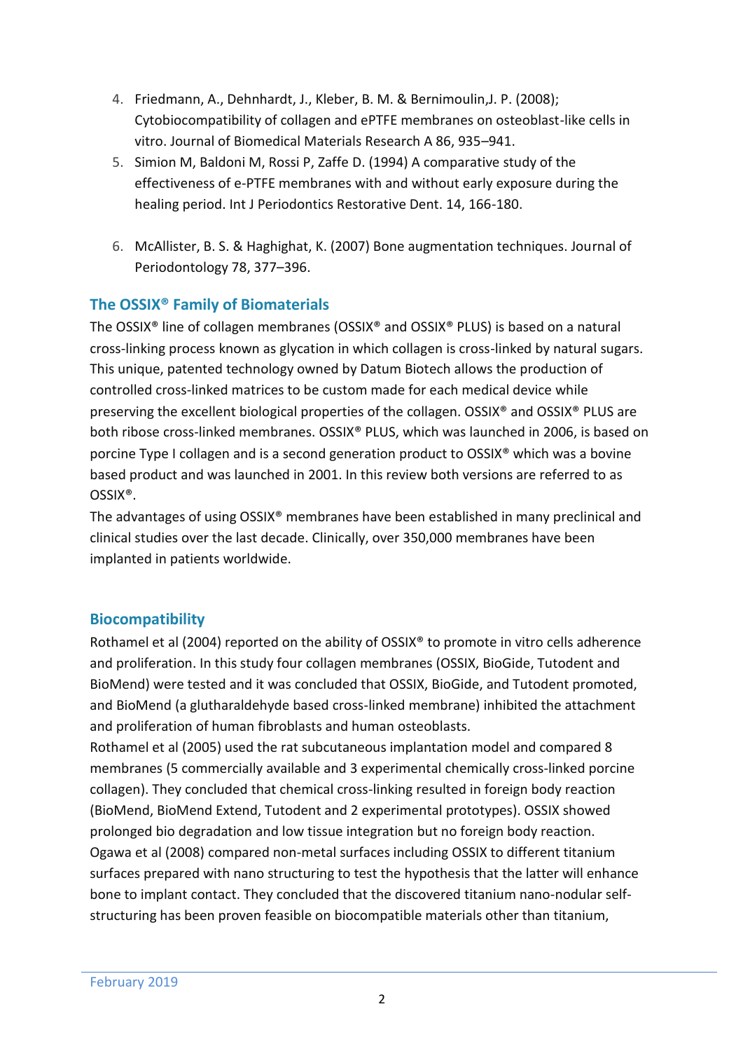4. Friedmann, A., Dehnhardt, J., Kleber, B. M. & Bernimoulin,J. P. (2008); Cytobiocompatibility of collagen and ePTFE membranes on osteoblast-like cells in vitro. Journal of Biomedical Materials Research A 86, 935–941.
5. Simion M, Baldoni M, Rossi P, Zaffe D. (1994) A comparative study of the effectiveness of e-PTFE membranes with and without early exposure during the healing period. Int J Periodontics Restorative Dent. 14, 166-180.
6. McAllister, B. S. & Haghighat, K. (2007) Bone augmentation techniques. Journal of Periodontology 78, 377–396.

## The OSSIX® Family of Biomaterials

The OSSIX® line of collagen membranes (OSSIX® and OSSIX® PLUS) is based on a natural cross-linking process known as glycation in which collagen is cross-linked by natural sugars. This unique, patented technology owned by Datum Biotech allows the production of controlled cross-linked matrices to be custom made for each medical device while preserving the excellent biological properties of the collagen. OSSIX® and OSSIX® PLUS are both ribose cross-linked membranes. OSSIX® PLUS, which was launched in 2006, is based on porcine Type I collagen and is a second generation product to OSSIX® which was a bovine based product and was launched in 2001. In this review both versions are referred to as OSSIX®.

The advantages of using OSSIX® membranes have been established in many preclinical and clinical studies over the last decade. Clinically, over 350,000 membranes have been implanted in patients worldwide.

## Biocompatibility

Rothamel et al (2004) reported on the ability of OSSIX® to promote in vitro cells adherence and proliferation. In this study four collagen membranes (OSSIX, BioGide, Tutodent and BioMend) were tested and it was concluded that OSSIX, BioGide, and Tutodent promoted, and BioMend (a glutharaldehyde based cross-linked membrane) inhibited the attachment and proliferation of human fibroblasts and human osteoblasts.

Rothamel et al (2005) used the rat subcutaneous implantation model and compared 8 membranes (5 commercially available and 3 experimental chemically cross-linked porcine collagen). They concluded that chemical cross-linking resulted in foreign body reaction (BioMend, BioMend Extend, Tutodent and 2 experimental prototypes). OSSIX showed prolonged bio degradation and low tissue integration but no foreign body reaction.

Ogawa et al (2008) compared non-metal surfaces including OSSIX to different titanium surfaces prepared with nano structuring to test the hypothesis that the latter will enhance bone to implant contact. They concluded that the discovered titanium nano-nodular self-structuring has been proven feasible on biocompatible materials other than titanium,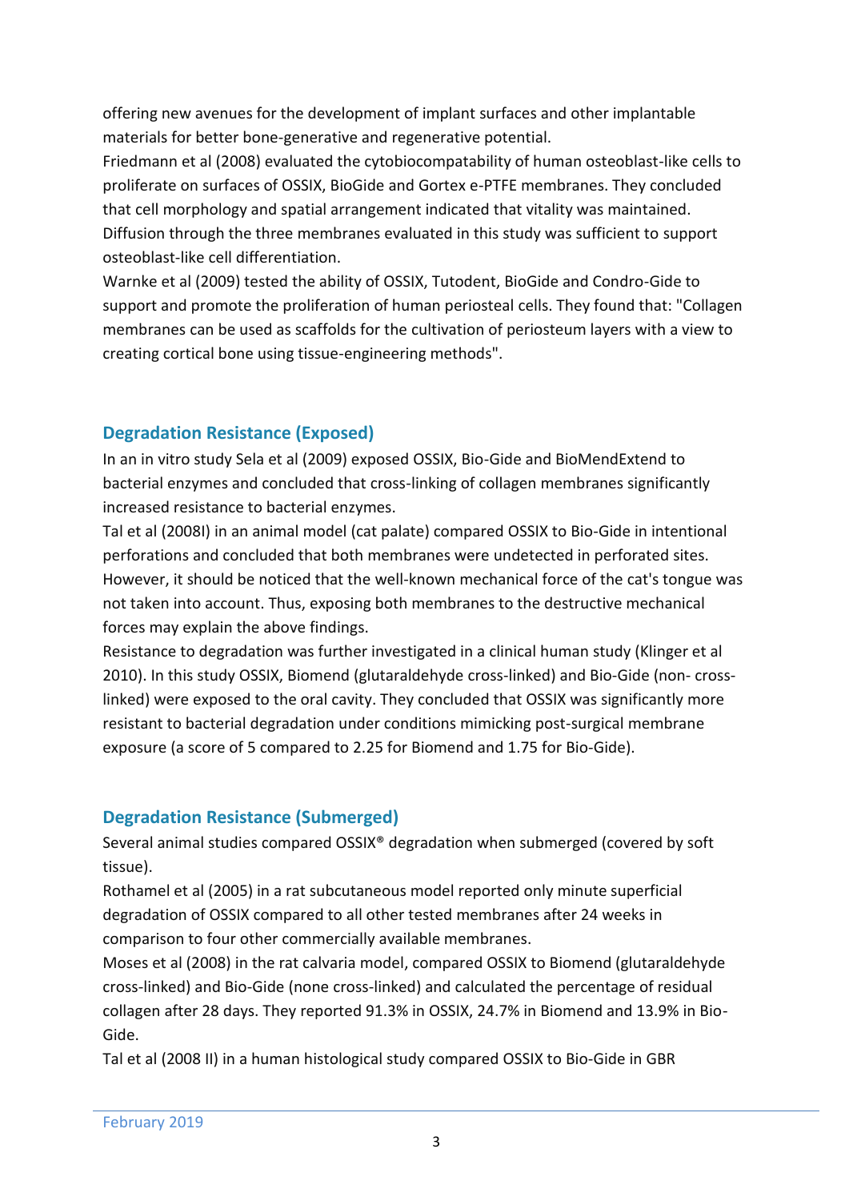offering new avenues for the development of implant surfaces and other implantable materials for better bone-generative and regenerative potential.

Friedmann et al (2008) evaluated the cytobiocompatability of human osteoblast-like cells to proliferate on surfaces of OSSIX, BioGide and Gortex e-PTFE membranes. They concluded that cell morphology and spatial arrangement indicated that vitality was maintained. Diffusion through the three membranes evaluated in this study was sufficient to support osteoblast-like cell differentiation.

Warnke et al (2009) tested the ability of OSSIX, Tutodent, BioGide and Condro-Gide to support and promote the proliferation of human periosteal cells. They found that: "Collagen membranes can be used as scaffolds for the cultivation of periosteum layers with a view to creating cortical bone using tissue-engineering methods".

## Degradation Resistance (Exposed)

In an in vitro study Sela et al (2009) exposed OSSIX, Bio-Gide and BioMendExtend to bacterial enzymes and concluded that cross-linking of collagen membranes significantly increased resistance to bacterial enzymes.

Tal et al (2008I) in an animal model (cat palate) compared OSSIX to Bio-Gide in intentional perforations and concluded that both membranes were undetected in perforated sites. However, it should be noticed that the well-known mechanical force of the cat's tongue was not taken into account. Thus, exposing both membranes to the destructive mechanical forces may explain the above findings.

Resistance to degradation was further investigated in a clinical human study (Klinger et al 2010). In this study OSSIX, Biomend (glutaraldehyde cross-linked) and Bio-Gide (non- cross-linked) were exposed to the oral cavity. They concluded that OSSIX was significantly more resistant to bacterial degradation under conditions mimicking post-surgical membrane exposure (a score of 5 compared to 2.25 for Biomend and 1.75 for Bio-Gide).

## Degradation Resistance (Submerged)

Several animal studies compared OSSIX® degradation when submerged (covered by soft tissue).

Rothamel et al (2005) in a rat subcutaneous model reported only minute superficial degradation of OSSIX compared to all other tested membranes after 24 weeks in comparison to four other commercially available membranes.

Moses et al (2008) in the rat calvaria model, compared OSSIX to Biomend (glutaraldehyde cross-linked) and Bio-Gide (none cross-linked) and calculated the percentage of residual collagen after 28 days. They reported 91.3% in OSSIX, 24.7% in Biomend and 13.9% in Bio-Gide.

Tal et al (2008 II) in a human histological study compared OSSIX to Bio-Gide in GBR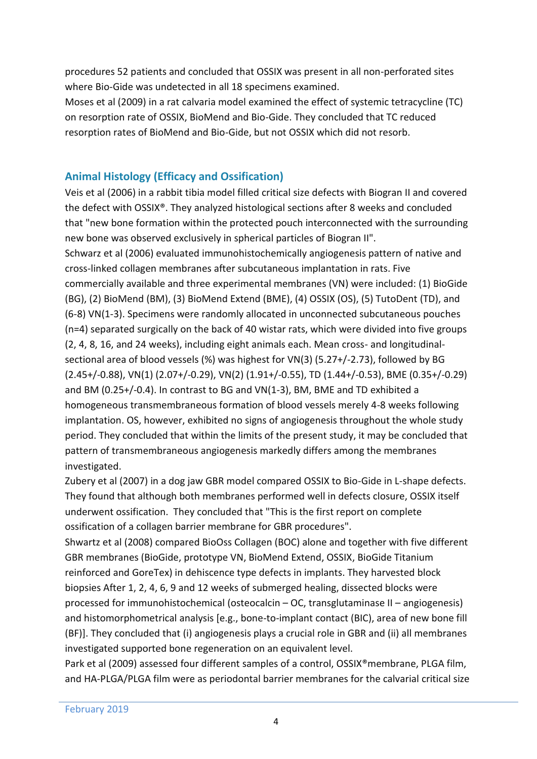procedures 52 patients and concluded that OSSIX was present in all non-perforated sites where Bio-Gide was undetected in all 18 specimens examined.
Moses et al (2009) in a rat calvaria model examined the effect of systemic tetracycline (TC) on resorption rate of OSSIX, BioMend and Bio-Gide. They concluded that TC reduced resorption rates of BioMend and Bio-Gide, but not OSSIX which did not resorb.

## Animal Histology (Efficacy and Ossification)

Veis et al (2006) in a rabbit tibia model filled critical size defects with Biogran II and covered the defect with OSSIX®. They analyzed histological sections after 8 weeks and concluded that "new bone formation within the protected pouch interconnected with the surrounding new bone was observed exclusively in spherical particles of Biogran II".
Schwarz et al (2006) evaluated immunohistochemically angiogenesis pattern of native and cross-linked collagen membranes after subcutaneous implantation in rats. Five commercially available and three experimental membranes (VN) were included: (1) BioGide (BG), (2) BioMend (BM), (3) BioMend Extend (BME), (4) OSSIX (OS), (5) TutoDent (TD), and (6-8) VN(1-3). Specimens were randomly allocated in unconnected subcutaneous pouches (n=4) separated surgically on the back of 40 wistar rats, which were divided into five groups (2, 4, 8, 16, and 24 weeks), including eight animals each. Mean cross- and longitudinal-sectional area of blood vessels (%) was highest for VN(3) (5.27+/-2.73), followed by BG (2.45+/-0.88), VN(1) (2.07+/-0.29), VN(2) (1.91+/-0.55), TD (1.44+/-0.53), BME (0.35+/-0.29) and BM (0.25+/-0.4). In contrast to BG and VN(1-3), BM, BME and TD exhibited a homogeneous transmembraneous formation of blood vessels merely 4-8 weeks following implantation. OS, however, exhibited no signs of angiogenesis throughout the whole study period. They concluded that within the limits of the present study, it may be concluded that pattern of transmembraneous angiogenesis markedly differs among the membranes investigated.
Zubery et al (2007) in a dog jaw GBR model compared OSSIX to Bio-Gide in L-shape defects. They found that although both membranes performed well in defects closure, OSSIX itself underwent ossification. They concluded that "This is the first report on complete ossification of a collagen barrier membrane for GBR procedures".
Shwartz et al (2008) compared BioOss Collagen (BOC) alone and together with five different GBR membranes (BioGide, prototype VN, BioMend Extend, OSSIX, BioGide Titanium reinforced and GoreTex) in dehiscence type defects in implants. They harvested block biopsies After 1, 2, 4, 6, 9 and 12 weeks of submerged healing, dissected blocks were processed for immunohistochemical (osteocalcin – OC, transglutaminase II – angiogenesis) and histomorphometrical analysis [e.g., bone-to-implant contact (BIC), area of new bone fill (BF)]. They concluded that (i) angiogenesis plays a crucial role in GBR and (ii) all membranes investigated supported bone regeneration on an equivalent level.
Park et al (2009) assessed four different samples of a control, OSSIX®membrane, PLGA film, and HA-PLGA/PLGA film were as periodontal barrier membranes for the calvarial critical size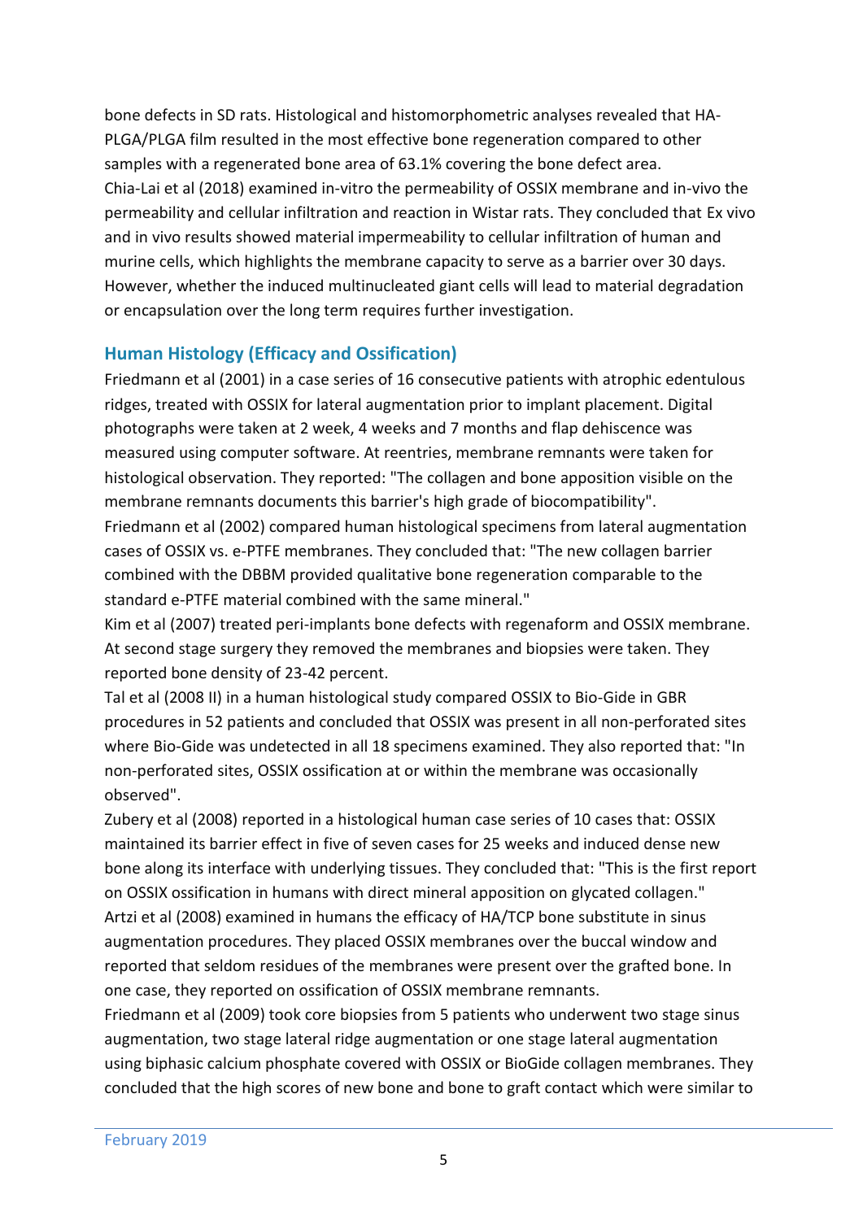bone defects in SD rats. Histological and histomorphometric analyses revealed that HA-PLGA/PLGA film resulted in the most effective bone regeneration compared to other samples with a regenerated bone area of 63.1% covering the bone defect area.
Chia-Lai et al (2018) examined in-vitro the permeability of OSSIX membrane and in-vivo the permeability and cellular infiltration and reaction in Wistar rats. They concluded that Ex vivo and in vivo results showed material impermeability to cellular infiltration of human and murine cells, which highlights the membrane capacity to serve as a barrier over 30 days. However, whether the induced multinucleated giant cells will lead to material degradation or encapsulation over the long term requires further investigation.

## Human Histology (Efficacy and Ossification)

Friedmann et al (2001) in a case series of 16 consecutive patients with atrophic edentulous ridges, treated with OSSIX for lateral augmentation prior to implant placement. Digital photographs were taken at 2 week, 4 weeks and 7 months and flap dehiscence was measured using computer software. At reentries, membrane remnants were taken for histological observation. They reported: "The collagen and bone apposition visible on the membrane remnants documents this barrier's high grade of biocompatibility".
Friedmann et al (2002) compared human histological specimens from lateral augmentation cases of OSSIX vs. e-PTFE membranes. They concluded that: "The new collagen barrier combined with the DBBM provided qualitative bone regeneration comparable to the standard e-PTFE material combined with the same mineral."
Kim et al (2007) treated peri-implants bone defects with regenaform and OSSIX membrane. At second stage surgery they removed the membranes and biopsies were taken. They reported bone density of 23-42 percent.
Tal et al (2008 II) in a human histological study compared OSSIX to Bio-Gide in GBR procedures in 52 patients and concluded that OSSIX was present in all non-perforated sites where Bio-Gide was undetected in all 18 specimens examined. They also reported that: "In non-perforated sites, OSSIX ossification at or within the membrane was occasionally observed".
Zubery et al (2008) reported in a histological human case series of 10 cases that: OSSIX maintained its barrier effect in five of seven cases for 25 weeks and induced dense new bone along its interface with underlying tissues. They concluded that: "This is the first report on OSSIX ossification in humans with direct mineral apposition on glycated collagen."
Artzi et al (2008) examined in humans the efficacy of HA/TCP bone substitute in sinus augmentation procedures. They placed OSSIX membranes over the buccal window and reported that seldom residues of the membranes were present over the grafted bone. In one case, they reported on ossification of OSSIX membrane remnants.
Friedmann et al (2009) took core biopsies from 5 patients who underwent two stage sinus augmentation, two stage lateral ridge augmentation or one stage lateral augmentation using biphasic calcium phosphate covered with OSSIX or BioGide collagen membranes. They concluded that the high scores of new bone and bone to graft contact which were similar to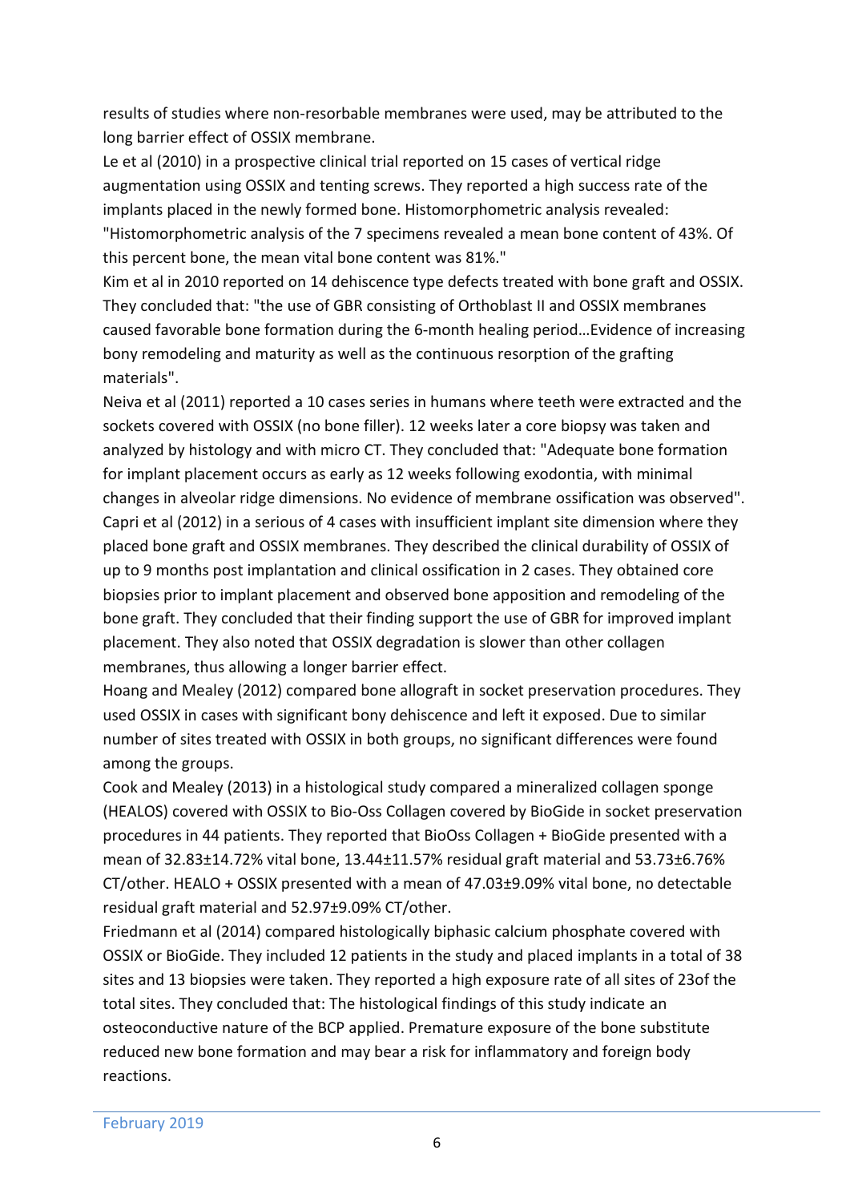results of studies where non-resorbable membranes were used, may be attributed to the long barrier effect of OSSIX membrane.

Le et al (2010) in a prospective clinical trial reported on 15 cases of vertical ridge augmentation using OSSIX and tenting screws. They reported a high success rate of the implants placed in the newly formed bone. Histomorphometric analysis revealed: "Histomorphometric analysis of the 7 specimens revealed a mean bone content of 43%. Of this percent bone, the mean vital bone content was 81%."

Kim et al in 2010 reported on 14 dehiscence type defects treated with bone graft and OSSIX. They concluded that: "the use of GBR consisting of Orthoblast II and OSSIX membranes caused favorable bone formation during the 6-month healing period…Evidence of increasing bony remodeling and maturity as well as the continuous resorption of the grafting materials".

Neiva et al (2011) reported a 10 cases series in humans where teeth were extracted and the sockets covered with OSSIX (no bone filler). 12 weeks later a core biopsy was taken and analyzed by histology and with micro CT. They concluded that: "Adequate bone formation for implant placement occurs as early as 12 weeks following exodontia, with minimal changes in alveolar ridge dimensions. No evidence of membrane ossification was observed".

Capri et al (2012) in a serious of 4 cases with insufficient implant site dimension where they placed bone graft and OSSIX membranes. They described the clinical durability of OSSIX of up to 9 months post implantation and clinical ossification in 2 cases. They obtained core biopsies prior to implant placement and observed bone apposition and remodeling of the bone graft. They concluded that their finding support the use of GBR for improved implant placement. They also noted that OSSIX degradation is slower than other collagen membranes, thus allowing a longer barrier effect.

Hoang and Mealey (2012) compared bone allograft in socket preservation procedures. They used OSSIX in cases with significant bony dehiscence and left it exposed. Due to similar number of sites treated with OSSIX in both groups, no significant differences were found among the groups.

Cook and Mealey (2013) in a histological study compared a mineralized collagen sponge (HEALOS) covered with OSSIX to Bio-Oss Collagen covered by BioGide in socket preservation procedures in 44 patients. They reported that BioOss Collagen + BioGide presented with a mean of 32.83±14.72% vital bone, 13.44±11.57% residual graft material and 53.73±6.76% CT/other. HEALO + OSSIX presented with a mean of 47.03±9.09% vital bone, no detectable residual graft material and 52.97±9.09% CT/other.

Friedmann et al (2014) compared histologically biphasic calcium phosphate covered with OSSIX or BioGide. They included 12 patients in the study and placed implants in a total of 38 sites and 13 biopsies were taken. They reported a high exposure rate of all sites of 23of the total sites. They concluded that: The histological findings of this study indicate an osteoconductive nature of the BCP applied. Premature exposure of the bone substitute reduced new bone formation and may bear a risk for inflammatory and foreign body reactions.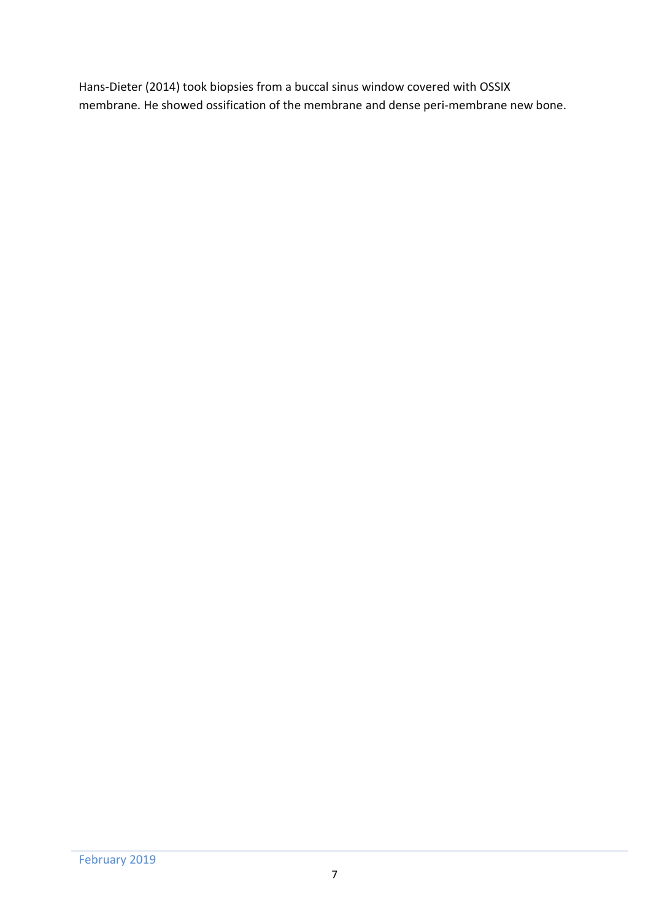Hans-Dieter (2014) took biopsies from a buccal sinus window covered with OSSIX membrane. He showed ossification of the membrane and dense peri-membrane new bone.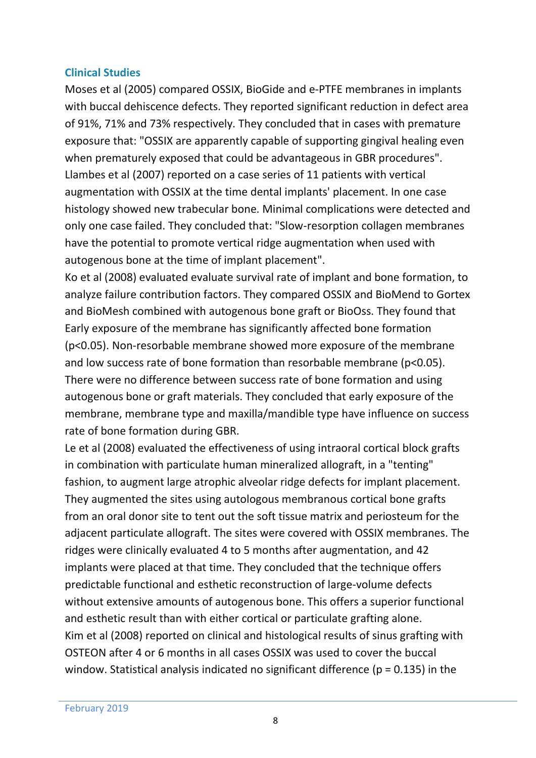## Clinical Studies

Moses et al (2005) compared OSSIX, BioGide and e-PTFE membranes in implants with buccal dehiscence defects. They reported significant reduction in defect area of 91%, 71% and 73% respectively. They concluded that in cases with premature exposure that: "OSSIX are apparently capable of supporting gingival healing even when prematurely exposed that could be advantageous in GBR procedures". Llambes et al (2007) reported on a case series of 11 patients with vertical augmentation with OSSIX at the time dental implants' placement. In one case histology showed new trabecular bone. Minimal complications were detected and only one case failed. They concluded that: "Slow-resorption collagen membranes have the potential to promote vertical ridge augmentation when used with autogenous bone at the time of implant placement".

Ko et al (2008) evaluated evaluate survival rate of implant and bone formation, to analyze failure contribution factors. They compared OSSIX and BioMend to Gortex and BioMesh combined with autogenous bone graft or BioOss. They found that Early exposure of the membrane has significantly affected bone formation ($p<0.05$). Non-resorbable membrane showed more exposure of the membrane and low success rate of bone formation than resorbable membrane ($p<0.05$). There were no difference between success rate of bone formation and using autogenous bone or graft materials. They concluded that early exposure of the membrane, membrane type and maxilla/mandible type have influence on success rate of bone formation during GBR.

Le et al (2008) evaluated the effectiveness of using intraoral cortical block grafts in combination with particulate human mineralized allograft, in a "tenting" fashion, to augment large atrophic alveolar ridge defects for implant placement. They augmented the sites using autologous membranous cortical bone grafts from an oral donor site to tent out the soft tissue matrix and periosteum for the adjacent particulate allograft. The sites were covered with OSSIX membranes. The ridges were clinically evaluated 4 to 5 months after augmentation, and 42 implants were placed at that time. They concluded that the technique offers predictable functional and esthetic reconstruction of large-volume defects without extensive amounts of autogenous bone. This offers a superior functional and esthetic result than with either cortical or particulate grafting alone.

Kim et al (2008) reported on clinical and histological results of sinus grafting with OSTEON after 4 or 6 months in all cases OSSIX was used to cover the buccal window. Statistical analysis indicated no significant difference ($p = 0.135$) in the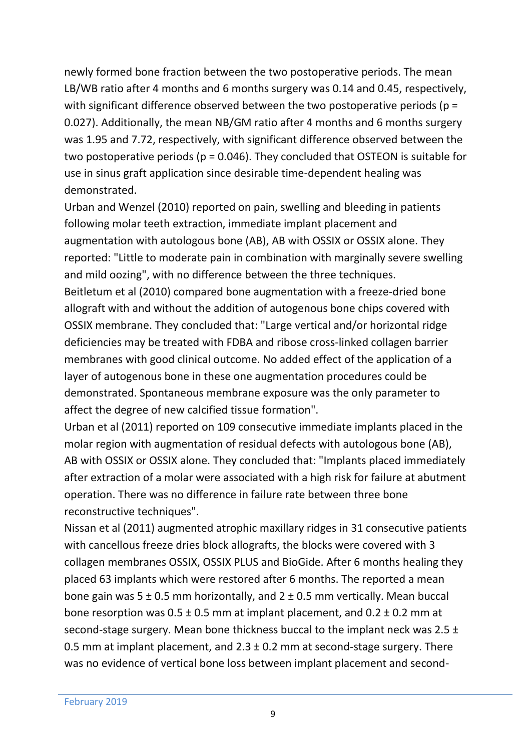newly formed bone fraction between the two postoperative periods. The mean LB/WB ratio after 4 months and 6 months surgery was 0.14 and 0.45, respectively, with significant difference observed between the two postoperative periods ($p = 0.027$). Additionally, the mean NB/GM ratio after 4 months and 6 months surgery was 1.95 and 7.72, respectively, with significant difference observed between the two postoperative periods ($p = 0.046$). They concluded that OSTEON is suitable for use in sinus graft application since desirable time-dependent healing was demonstrated.

Urban and Wenzel (2010) reported on pain, swelling and bleeding in patients following molar teeth extraction, immediate implant placement and augmentation with autologous bone (AB), AB with OSSIX or OSSIX alone. They reported: "Little to moderate pain in combination with marginally severe swelling and mild oozing", with no difference between the three techniques.

Beitletum et al (2010) compared bone augmentation with a freeze-dried bone allograft with and without the addition of autogenous bone chips covered with OSSIX membrane. They concluded that: "Large vertical and/or horizontal ridge deficiencies may be treated with FDBA and ribose cross-linked collagen barrier membranes with good clinical outcome. No added effect of the application of a layer of autogenous bone in these one augmentation procedures could be demonstrated. Spontaneous membrane exposure was the only parameter to affect the degree of new calcified tissue formation".

Urban et al (2011) reported on 109 consecutive immediate implants placed in the molar region with augmentation of residual defects with autologous bone (AB), AB with OSSIX or OSSIX alone. They concluded that: "Implants placed immediately after extraction of a molar were associated with a high risk for failure at abutment operation. There was no difference in failure rate between three bone reconstructive techniques".

Nissan et al (2011) augmented atrophic maxillary ridges in 31 consecutive patients with cancellous freeze dries block allografts, the blocks were covered with 3 collagen membranes OSSIX, OSSIX PLUS and BioGide. After 6 months healing they placed 63 implants which were restored after 6 months. The reported a mean bone gain was $5 \pm 0.5$ mm horizontally, and $2 \pm 0.5$ mm vertically. Mean buccal bone resorption was $0.5 \pm 0.5$ mm at implant placement, and $0.2 \pm 0.2$ mm at second-stage surgery. Mean bone thickness buccal to the implant neck was $2.5 \pm 0.5$ mm at implant placement, and $2.3 \pm 0.2$ mm at second-stage surgery. There was no evidence of vertical bone loss between implant placement and second-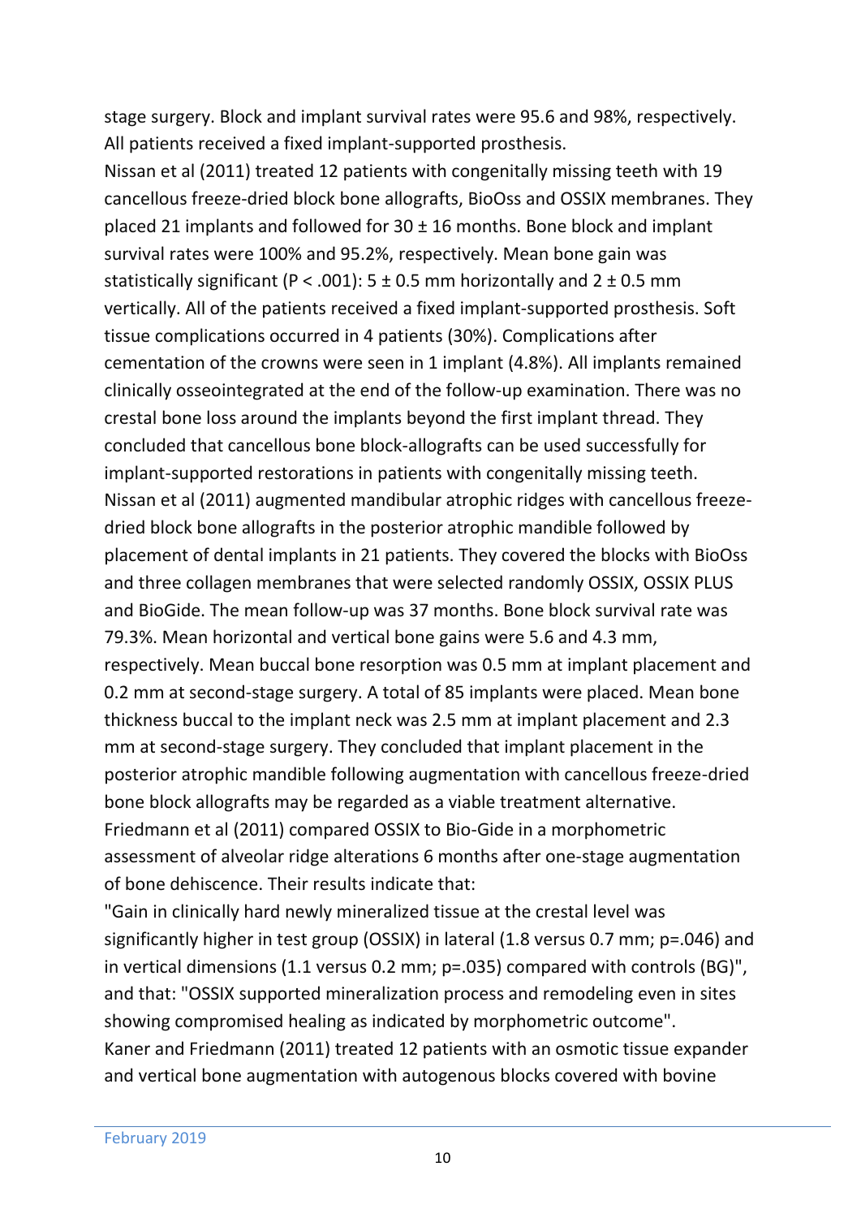stage surgery. Block and implant survival rates were 95.6 and 98%, respectively. All patients received a fixed implant-supported prosthesis.

Nissan et al (2011) treated 12 patients with congenitally missing teeth with 19 cancellous freeze-dried block bone allografts, BioOss and OSSIX membranes. They placed 21 implants and followed for 30 ± 16 months. Bone block and implant survival rates were 100% and 95.2%, respectively. Mean bone gain was statistically significant ($P < .001$): 5 ± 0.5 mm horizontally and 2 ± 0.5 mm vertically. All of the patients received a fixed implant-supported prosthesis. Soft tissue complications occurred in 4 patients (30%). Complications after cementation of the crowns were seen in 1 implant (4.8%). All implants remained clinically osseointegrated at the end of the follow-up examination. There was no crestal bone loss around the implants beyond the first implant thread. They concluded that cancellous bone block-allografts can be used successfully for implant-supported restorations in patients with congenitally missing teeth.

Nissan et al (2011) augmented mandibular atrophic ridges with cancellous freeze-dried block bone allografts in the posterior atrophic mandible followed by placement of dental implants in 21 patients. They covered the blocks with BioOss and three collagen membranes that were selected randomly OSSIX, OSSIX PLUS and BioGide. The mean follow-up was 37 months. Bone block survival rate was 79.3%. Mean horizontal and vertical bone gains were 5.6 and 4.3 mm, respectively. Mean buccal bone resorption was 0.5 mm at implant placement and 0.2 mm at second-stage surgery. A total of 85 implants were placed. Mean bone thickness buccal to the implant neck was 2.5 mm at implant placement and 2.3 mm at second-stage surgery. They concluded that implant placement in the posterior atrophic mandible following augmentation with cancellous freeze-dried bone block allografts may be regarded as a viable treatment alternative.

Friedmann et al (2011) compared OSSIX to Bio-Gide in a morphometric assessment of alveolar ridge alterations 6 months after one-stage augmentation of bone dehiscence. Their results indicate that:

"Gain in clinically hard newly mineralized tissue at the crestal level was significantly higher in test group (OSSIX) in lateral (1.8 versus 0.7 mm; $p=.046$) and in vertical dimensions (1.1 versus 0.2 mm; $p=.035$) compared with controls (BG)", and that: "OSSIX supported mineralization process and remodeling even in sites showing compromised healing as indicated by morphometric outcome".

Kaner and Friedmann (2011) treated 12 patients with an osmotic tissue expander and vertical bone augmentation with autogenous blocks covered with bovine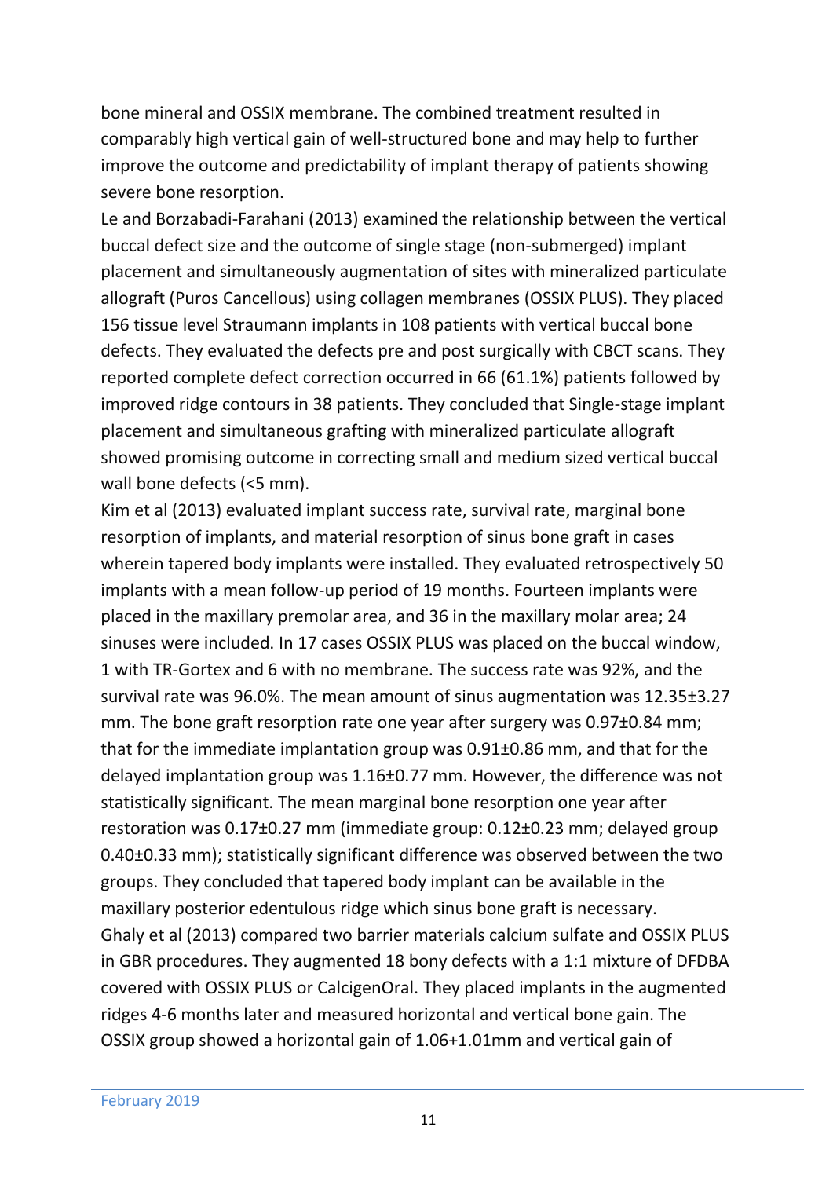bone mineral and OSSIX membrane. The combined treatment resulted in comparably high vertical gain of well-structured bone and may help to further improve the outcome and predictability of implant therapy of patients showing severe bone resorption.

Le and Borzabadi-Farahani (2013) examined the relationship between the vertical buccal defect size and the outcome of single stage (non-submerged) implant placement and simultaneously augmentation of sites with mineralized particulate allograft (Puros Cancellous) using collagen membranes (OSSIX PLUS). They placed 156 tissue level Straumann implants in 108 patients with vertical buccal bone defects. They evaluated the defects pre and post surgically with CBCT scans. They reported complete defect correction occurred in 66 (61.1%) patients followed by improved ridge contours in 38 patients. They concluded that Single-stage implant placement and simultaneous grafting with mineralized particulate allograft showed promising outcome in correcting small and medium sized vertical buccal wall bone defects (<5 mm).

Kim et al (2013) evaluated implant success rate, survival rate, marginal bone resorption of implants, and material resorption of sinus bone graft in cases wherein tapered body implants were installed. They evaluated retrospectively 50 implants with a mean follow-up period of 19 months. Fourteen implants were placed in the maxillary premolar area, and 36 in the maxillary molar area; 24 sinuses were included. In 17 cases OSSIX PLUS was placed on the buccal window, 1 with TR-Gortex and 6 with no membrane. The success rate was 92%, and the survival rate was 96.0%. The mean amount of sinus augmentation was 12.35±3.27 mm. The bone graft resorption rate one year after surgery was 0.97±0.84 mm; that for the immediate implantation group was 0.91±0.86 mm, and that for the delayed implantation group was 1.16±0.77 mm. However, the difference was not statistically significant. The mean marginal bone resorption one year after restoration was 0.17±0.27 mm (immediate group: 0.12±0.23 mm; delayed group 0.40±0.33 mm); statistically significant difference was observed between the two groups. They concluded that tapered body implant can be available in the maxillary posterior edentulous ridge which sinus bone graft is necessary.

Ghaly et al (2013) compared two barrier materials calcium sulfate and OSSIX PLUS in GBR procedures. They augmented 18 bony defects with a 1:1 mixture of DFDBA covered with OSSIX PLUS or CalcigenOral. They placed implants in the augmented ridges 4-6 months later and measured horizontal and vertical bone gain. The OSSIX group showed a horizontal gain of 1.06+1.01mm and vertical gain of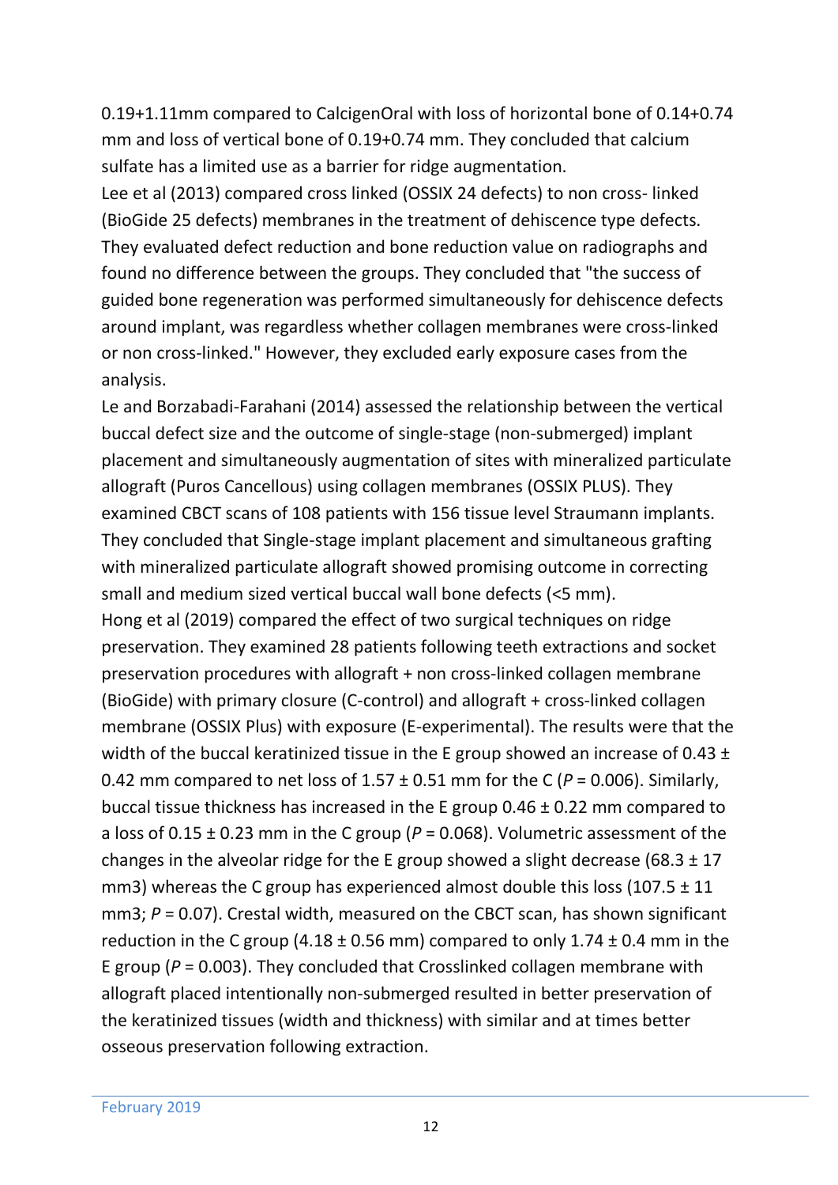0.19+1.11mm compared to CalcigenOral with loss of horizontal bone of 0.14+0.74 mm and loss of vertical bone of 0.19+0.74 mm. They concluded that calcium sulfate has a limited use as a barrier for ridge augmentation.

Lee et al (2013) compared cross linked (OSSIX 24 defects) to non cross- linked (BioGide 25 defects) membranes in the treatment of dehiscence type defects. They evaluated defect reduction and bone reduction value on radiographs and found no difference between the groups. They concluded that "the success of guided bone regeneration was performed simultaneously for dehiscence defects around implant, was regardless whether collagen membranes were cross-linked or non cross-linked." However, they excluded early exposure cases from the analysis.

Le and Borzabadi-Farahani (2014) assessed the relationship between the vertical buccal defect size and the outcome of single-stage (non-submerged) implant placement and simultaneously augmentation of sites with mineralized particulate allograft (Puros Cancellous) using collagen membranes (OSSIX PLUS). They examined CBCT scans of 108 patients with 156 tissue level Straumann implants. They concluded that Single-stage implant placement and simultaneous grafting with mineralized particulate allograft showed promising outcome in correcting small and medium sized vertical buccal wall bone defects (<5 mm).

Hong et al (2019) compared the effect of two surgical techniques on ridge preservation. They examined 28 patients following teeth extractions and socket preservation procedures with allograft + non cross-linked collagen membrane (BioGide) with primary closure (C-control) and allograft + cross-linked collagen membrane (OSSIX Plus) with exposure (E-experimental). The results were that the width of the buccal keratinized tissue in the E group showed an increase of $0.43 \pm 0.42$ mm compared to net loss of $1.57 \pm 0.51$ mm for the C ($P = 0.006$). Similarly, buccal tissue thickness has increased in the E group $0.46 \pm 0.22$ mm compared to a loss of $0.15 \pm 0.23$ mm in the C group ($P = 0.068$). Volumetric assessment of the changes in the alveolar ridge for the E group showed a slight decrease ($68.3 \pm 17$ $mm^3$) whereas the C group has experienced almost double this loss ($107.5 \pm 11$ $mm^3$; $P = 0.07$). Crestal width, measured on the CBCT scan, has shown significant reduction in the C group ($4.18 \pm 0.56$ mm) compared to only $1.74 \pm 0.4$ mm in the E group ($P = 0.003$). They concluded that Crosslinked collagen membrane with allograft placed intentionally non-submerged resulted in better preservation of the keratinized tissues (width and thickness) with similar and at times better osseous preservation following extraction.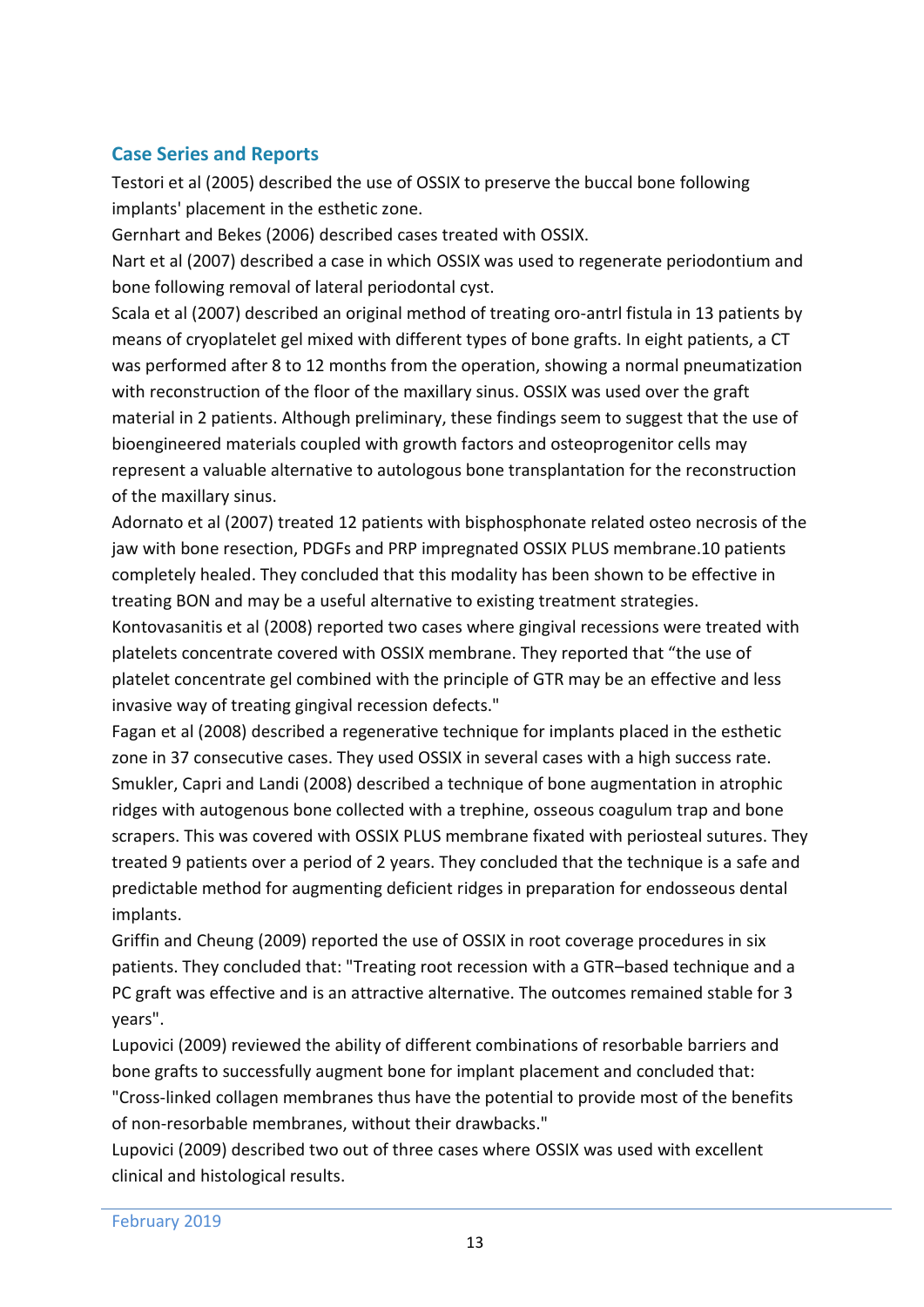## Case Series and Reports

Testori et al (2005) described the use of OSSIX to preserve the buccal bone following implants' placement in the esthetic zone.

Gernhart and Bekes (2006) described cases treated with OSSIX.

Nart et al (2007) described a case in which OSSIX was used to regenerate periodontium and bone following removal of lateral periodontal cyst.

Scala et al (2007) described an original method of treating oro-antrl fistula in 13 patients by means of cryoplatelet gel mixed with different types of bone grafts. In eight patients, a CT was performed after 8 to 12 months from the operation, showing a normal pneumatization with reconstruction of the floor of the maxillary sinus. OSSIX was used over the graft material in 2 patients. Although preliminary, these findings seem to suggest that the use of bioengineered materials coupled with growth factors and osteoprogenitor cells may represent a valuable alternative to autologous bone transplantation for the reconstruction of the maxillary sinus.

Adornato et al (2007) treated 12 patients with bisphosphonate related osteo necrosis of the jaw with bone resection, PDGFs and PRP impregnated OSSIX PLUS membrane.10 patients completely healed. They concluded that this modality has been shown to be effective in treating BON and may be a useful alternative to existing treatment strategies.

Kontovasanitis et al (2008) reported two cases where gingival recessions were treated with platelets concentrate covered with OSSIX membrane. They reported that "the use of platelet concentrate gel combined with the principle of GTR may be an effective and less invasive way of treating gingival recession defects."

Fagan et al (2008) described a regenerative technique for implants placed in the esthetic zone in 37 consecutive cases. They used OSSIX in several cases with a high success rate.

Smukler, Capri and Landi (2008) described a technique of bone augmentation in atrophic ridges with autogenous bone collected with a trephine, osseous coagulum trap and bone scrapers. This was covered with OSSIX PLUS membrane fixated with periosteal sutures. They treated 9 patients over a period of 2 years. They concluded that the technique is a safe and predictable method for augmenting deficient ridges in preparation for endosseous dental implants.

Griffin and Cheung (2009) reported the use of OSSIX in root coverage procedures in six patients. They concluded that: "Treating root recession with a GTR–based technique and a PC graft was effective and is an attractive alternative. The outcomes remained stable for 3 years".

Lupovici (2009) reviewed the ability of different combinations of resorbable barriers and bone grafts to successfully augment bone for implant placement and concluded that: "Cross-linked collagen membranes thus have the potential to provide most of the benefits of non-resorbable membranes, without their drawbacks."

Lupovici (2009) described two out of three cases where OSSIX was used with excellent clinical and histological results.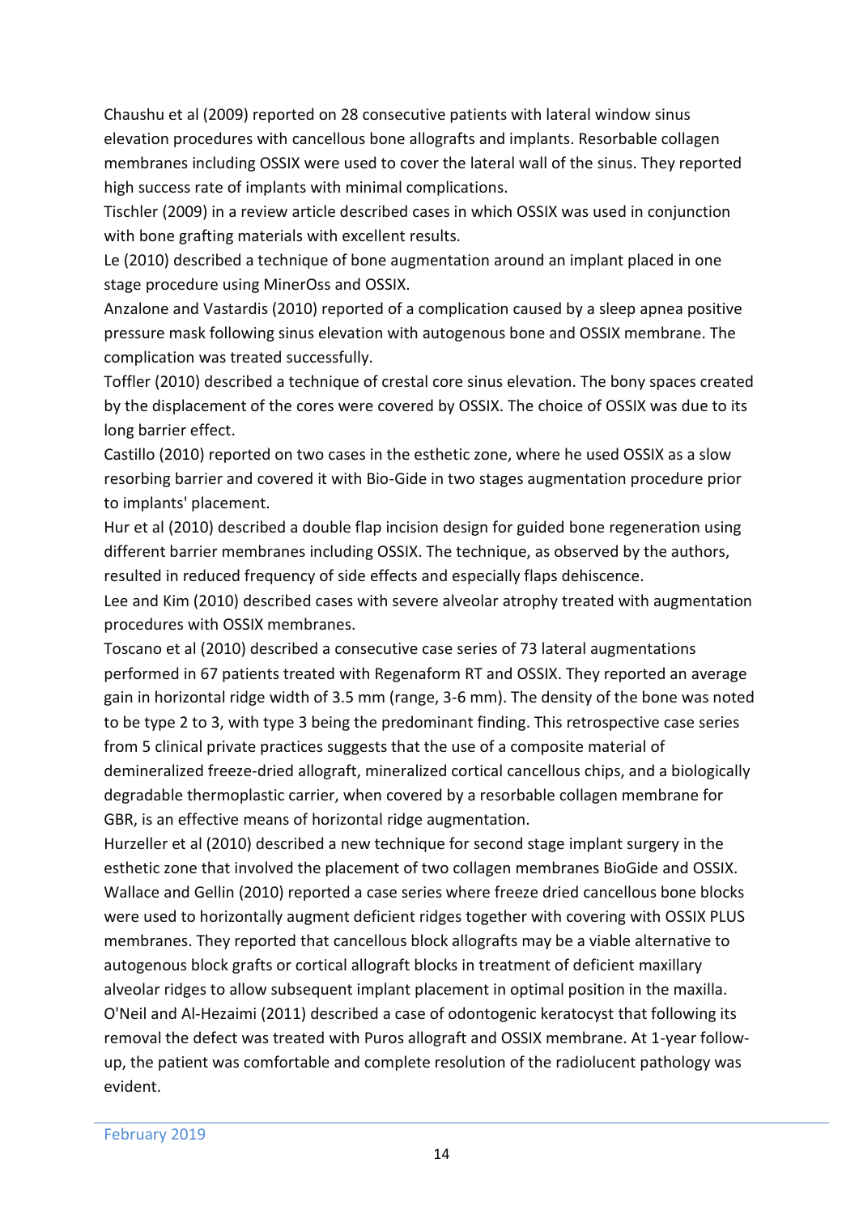Chaushu et al (2009) reported on 28 consecutive patients with lateral window sinus elevation procedures with cancellous bone allografts and implants. Resorbable collagen membranes including OSSIX were used to cover the lateral wall of the sinus. They reported high success rate of implants with minimal complications.

Tischler (2009) in a review article described cases in which OSSIX was used in conjunction with bone grafting materials with excellent results.

Le (2010) described a technique of bone augmentation around an implant placed in one stage procedure using MinerOss and OSSIX.

Anzalone and Vastardis (2010) reported of a complication caused by a sleep apnea positive pressure mask following sinus elevation with autogenous bone and OSSIX membrane. The complication was treated successfully.

Toffler (2010) described a technique of crestal core sinus elevation. The bony spaces created by the displacement of the cores were covered by OSSIX. The choice of OSSIX was due to its long barrier effect.

Castillo (2010) reported on two cases in the esthetic zone, where he used OSSIX as a slow resorbing barrier and covered it with Bio-Gide in two stages augmentation procedure prior to implants' placement.

Hur et al (2010) described a double flap incision design for guided bone regeneration using different barrier membranes including OSSIX. The technique, as observed by the authors, resulted in reduced frequency of side effects and especially flaps dehiscence.

Lee and Kim (2010) described cases with severe alveolar atrophy treated with augmentation procedures with OSSIX membranes.

Toscano et al (2010) described a consecutive case series of 73 lateral augmentations performed in 67 patients treated with Regenaform RT and OSSIX. They reported an average gain in horizontal ridge width of 3.5 mm (range, 3-6 mm). The density of the bone was noted to be type 2 to 3, with type 3 being the predominant finding. This retrospective case series from 5 clinical private practices suggests that the use of a composite material of demineralized freeze-dried allograft, mineralized cortical cancellous chips, and a biologically degradable thermoplastic carrier, when covered by a resorbable collagen membrane for GBR, is an effective means of horizontal ridge augmentation.

Hurzeller et al (2010) described a new technique for second stage implant surgery in the esthetic zone that involved the placement of two collagen membranes BioGide and OSSIX.

Wallace and Gellin (2010) reported a case series where freeze dried cancellous bone blocks were used to horizontally augment deficient ridges together with covering with OSSIX PLUS membranes. They reported that cancellous block allografts may be a viable alternative to autogenous block grafts or cortical allograft blocks in treatment of deficient maxillary alveolar ridges to allow subsequent implant placement in optimal position in the maxilla.

O'Neil and Al-Hezaimi (2011) described a case of odontogenic keratocyst that following its removal the defect was treated with Puros allograft and OSSIX membrane. At 1-year follow-up, the patient was comfortable and complete resolution of the radiolucent pathology was evident.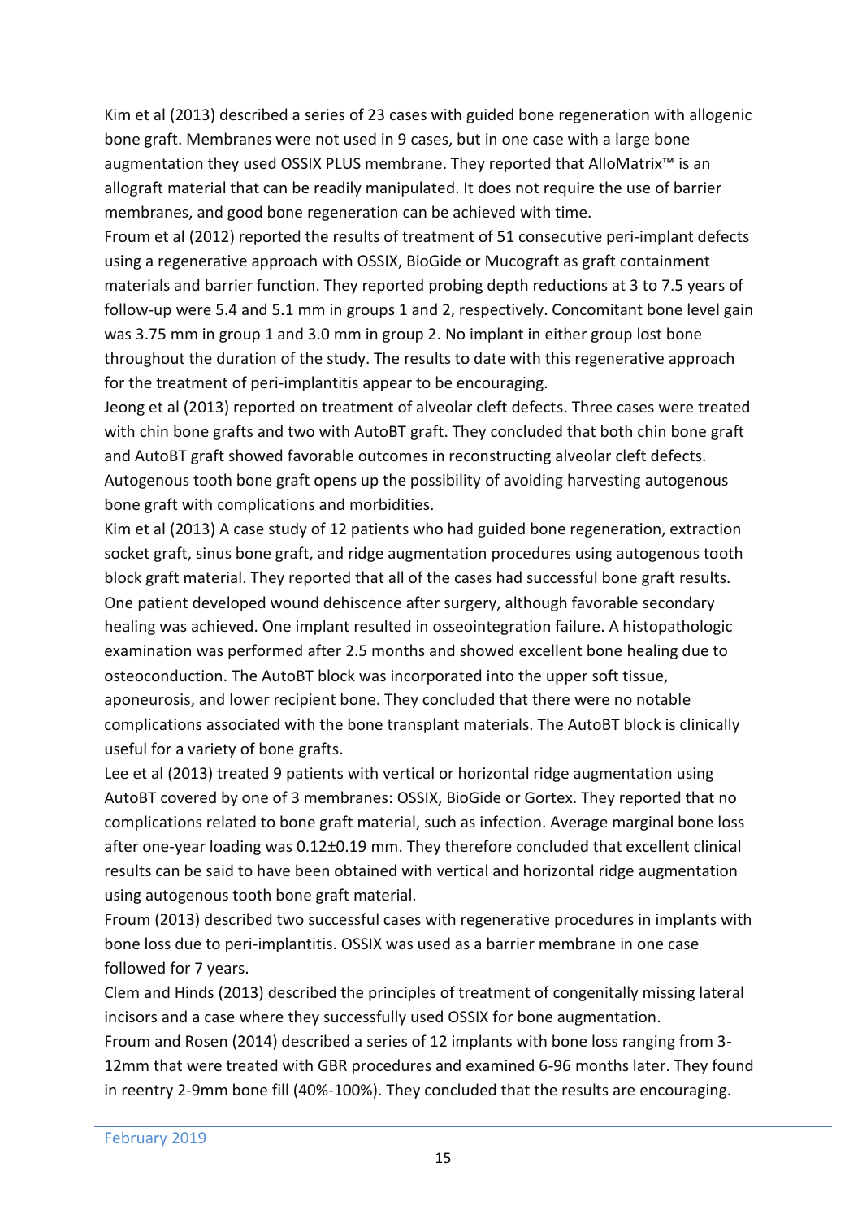Kim et al (2013) described a series of 23 cases with guided bone regeneration with allogenic bone graft. Membranes were not used in 9 cases, but in one case with a large bone augmentation they used OSSIX PLUS membrane. They reported that AlloMatrix™ is an allograft material that can be readily manipulated. It does not require the use of barrier membranes, and good bone regeneration can be achieved with time.

Froum et al (2012) reported the results of treatment of 51 consecutive peri-implant defects using a regenerative approach with OSSIX, BioGide or Mucograft as graft containment materials and barrier function. They reported probing depth reductions at 3 to 7.5 years of follow-up were 5.4 and 5.1 mm in groups 1 and 2, respectively. Concomitant bone level gain was 3.75 mm in group 1 and 3.0 mm in group 2. No implant in either group lost bone throughout the duration of the study. The results to date with this regenerative approach for the treatment of peri-implantitis appear to be encouraging.

Jeong et al (2013) reported on treatment of alveolar cleft defects. Three cases were treated with chin bone grafts and two with AutoBT graft. They concluded that both chin bone graft and AutoBT graft showed favorable outcomes in reconstructing alveolar cleft defects. Autogenous tooth bone graft opens up the possibility of avoiding harvesting autogenous bone graft with complications and morbidities.

Kim et al (2013) A case study of 12 patients who had guided bone regeneration, extraction socket graft, sinus bone graft, and ridge augmentation procedures using autogenous tooth block graft material. They reported that all of the cases had successful bone graft results. One patient developed wound dehiscence after surgery, although favorable secondary healing was achieved. One implant resulted in osseointegration failure. A histopathologic examination was performed after 2.5 months and showed excellent bone healing due to osteoconduction. The AutoBT block was incorporated into the upper soft tissue, aponeurosis, and lower recipient bone. They concluded that there were no notable complications associated with the bone transplant materials. The AutoBT block is clinically useful for a variety of bone grafts.

Lee et al (2013) treated 9 patients with vertical or horizontal ridge augmentation using AutoBT covered by one of 3 membranes: OSSIX, BioGide or Gortex. They reported that no complications related to bone graft material, such as infection. Average marginal bone loss after one-year loading was 0.12±0.19 mm. They therefore concluded that excellent clinical results can be said to have been obtained with vertical and horizontal ridge augmentation using autogenous tooth bone graft material.

Froum (2013) described two successful cases with regenerative procedures in implants with bone loss due to peri-implantitis. OSSIX was used as a barrier membrane in one case followed for 7 years.

Clem and Hinds (2013) described the principles of treatment of congenitally missing lateral incisors and a case where they successfully used OSSIX for bone augmentation.

Froum and Rosen (2014) described a series of 12 implants with bone loss ranging from 3-12mm that were treated with GBR procedures and examined 6-96 months later. They found in reentry 2-9mm bone fill (40%-100%). They concluded that the results are encouraging.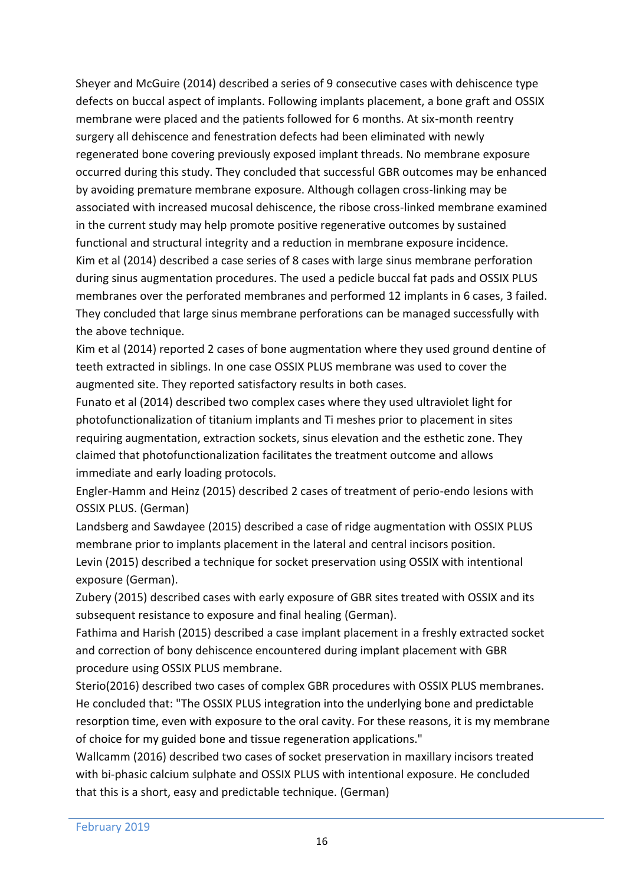Sheyer and McGuire (2014) described a series of 9 consecutive cases with dehiscence type defects on buccal aspect of implants. Following implants placement, a bone graft and OSSIX membrane were placed and the patients followed for 6 months. At six-month reentry surgery all dehiscence and fenestration defects had been eliminated with newly regenerated bone covering previously exposed implant threads. No membrane exposure occurred during this study. They concluded that successful GBR outcomes may be enhanced by avoiding premature membrane exposure. Although collagen cross-linking may be associated with increased mucosal dehiscence, the ribose cross-linked membrane examined in the current study may help promote positive regenerative outcomes by sustained functional and structural integrity and a reduction in membrane exposure incidence.

Kim et al (2014) described a case series of 8 cases with large sinus membrane perforation during sinus augmentation procedures. The used a pedicle buccal fat pads and OSSIX PLUS membranes over the perforated membranes and performed 12 implants in 6 cases, 3 failed. They concluded that large sinus membrane perforations can be managed successfully with the above technique.

Kim et al (2014) reported 2 cases of bone augmentation where they used ground dentine of teeth extracted in siblings. In one case OSSIX PLUS membrane was used to cover the augmented site. They reported satisfactory results in both cases.

Funato et al (2014) described two complex cases where they used ultraviolet light for photofunctionalization of titanium implants and Ti meshes prior to placement in sites requiring augmentation, extraction sockets, sinus elevation and the esthetic zone. They claimed that photofunctionalization facilitates the treatment outcome and allows immediate and early loading protocols.

Engler-Hamm and Heinz (2015) described 2 cases of treatment of perio-endo lesions with OSSIX PLUS. (German)

Landsberg and Sawdayee (2015) described a case of ridge augmentation with OSSIX PLUS membrane prior to implants placement in the lateral and central incisors position.

Levin (2015) described a technique for socket preservation using OSSIX with intentional exposure (German).

Zubery (2015) described cases with early exposure of GBR sites treated with OSSIX and its subsequent resistance to exposure and final healing (German).

Fathima and Harish (2015) described a case implant placement in a freshly extracted socket and correction of bony dehiscence encountered during implant placement with GBR procedure using OSSIX PLUS membrane.

Sterio(2016) described two cases of complex GBR procedures with OSSIX PLUS membranes. He concluded that: "The OSSIX PLUS integration into the underlying bone and predictable resorption time, even with exposure to the oral cavity. For these reasons, it is my membrane of choice for my guided bone and tissue regeneration applications."

Wallcamm (2016) described two cases of socket preservation in maxillary incisors treated with bi-phasic calcium sulphate and OSSIX PLUS with intentional exposure. He concluded that this is a short, easy and predictable technique. (German)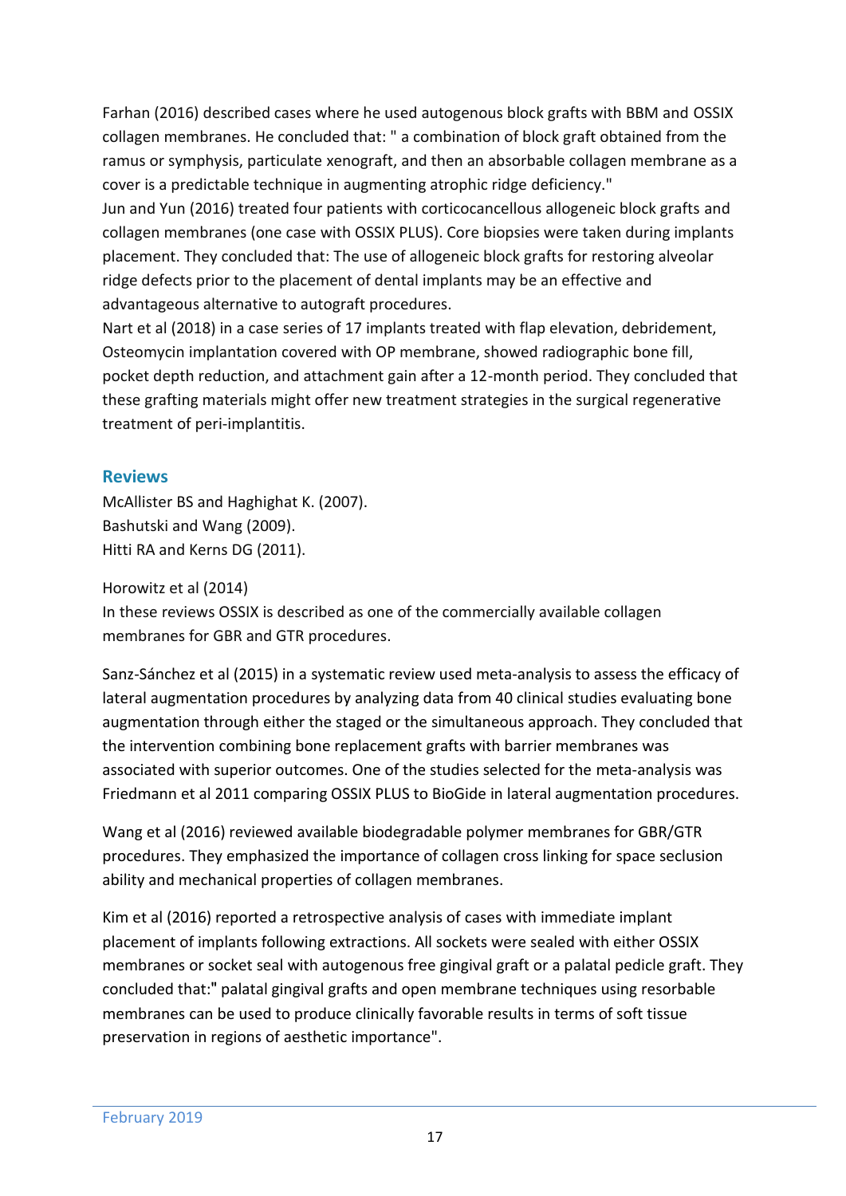Farhan (2016) described cases where he used autogenous block grafts with BBM and OSSIX collagen membranes. He concluded that: " a combination of block graft obtained from the ramus or symphysis, particulate xenograft, and then an absorbable collagen membrane as a cover is a predictable technique in augmenting atrophic ridge deficiency."
Jun and Yun (2016) treated four patients with corticocancellous allogeneic block grafts and collagen membranes (one case with OSSIX PLUS). Core biopsies were taken during implants placement. They concluded that: The use of allogeneic block grafts for restoring alveolar ridge defects prior to the placement of dental implants may be an effective and advantageous alternative to autograft procedures.
Nart et al (2018) in a case series of 17 implants treated with flap elevation, debridement, Osteomycin implantation covered with OP membrane, showed radiographic bone fill, pocket depth reduction, and attachment gain after a 12-month period. They concluded that these grafting materials might offer new treatment strategies in the surgical regenerative treatment of peri-implantitis.

## Reviews

McAllister BS and Haghighat K. (2007).
Bashutski and Wang (2009).
Hitti RA and Kerns DG (2011).

Horowitz et al (2014)
In these reviews OSSIX is described as one of the commercially available collagen membranes for GBR and GTR procedures.

Sanz-Sánchez et al (2015) in a systematic review used meta-analysis to assess the efficacy of lateral augmentation procedures by analyzing data from 40 clinical studies evaluating bone augmentation through either the staged or the simultaneous approach. They concluded that the intervention combining bone replacement grafts with barrier membranes was associated with superior outcomes. One of the studies selected for the meta-analysis was Friedmann et al 2011 comparing OSSIX PLUS to BioGide in lateral augmentation procedures.

Wang et al (2016) reviewed available biodegradable polymer membranes for GBR/GTR procedures. They emphasized the importance of collagen cross linking for space seclusion ability and mechanical properties of collagen membranes.

Kim et al (2016) reported a retrospective analysis of cases with immediate implant placement of implants following extractions. All sockets were sealed with either OSSIX membranes or socket seal with autogenous free gingival graft or a palatal pedicle graft. They concluded that:" palatal gingival grafts and open membrane techniques using resorbable membranes can be used to produce clinically favorable results in terms of soft tissue preservation in regions of aesthetic importance".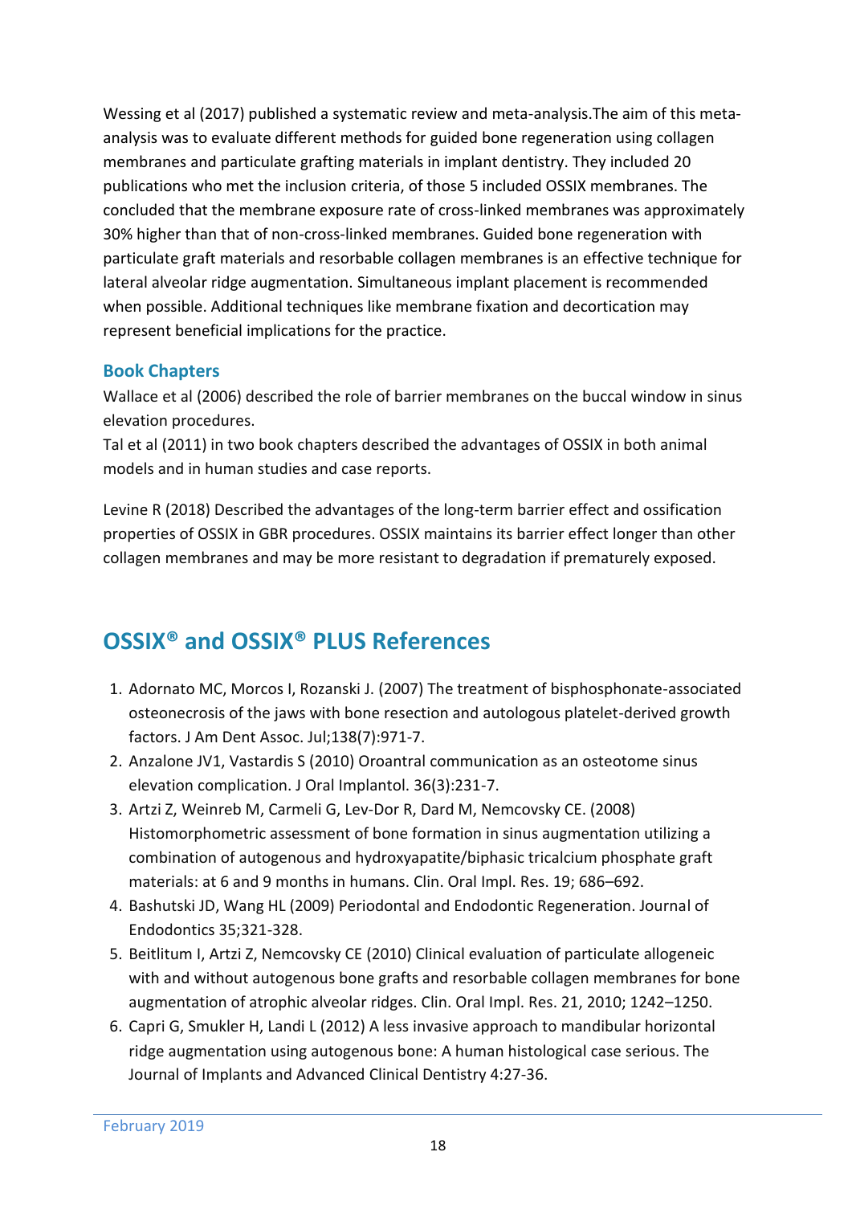Wessing et al (2017) published a systematic review and meta-analysis.The aim of this meta-analysis was to evaluate different methods for guided bone regeneration using collagen membranes and particulate grafting materials in implant dentistry. They included 20 publications who met the inclusion criteria, of those 5 included OSSIX membranes. The concluded that the membrane exposure rate of cross-linked membranes was approximately 30% higher than that of non-cross-linked membranes. Guided bone regeneration with particulate graft materials and resorbable collagen membranes is an effective technique for lateral alveolar ridge augmentation. Simultaneous implant placement is recommended when possible. Additional techniques like membrane fixation and decortication may represent beneficial implications for the practice.

### Book Chapters

Wallace et al (2006) described the role of barrier membranes on the buccal window in sinus elevation procedures.
Tal et al (2011) in two book chapters described the advantages of OSSIX in both animal models and in human studies and case reports.

Levine R (2018) Described the advantages of the long-term barrier effect and ossification properties of OSSIX in GBR procedures. OSSIX maintains its barrier effect longer than other collagen membranes and may be more resistant to degradation if prematurely exposed.

## OSSIX® and OSSIX® PLUS References

1. Adornato MC, Morcos I, Rozanski J. (2007) The treatment of bisphosphonate-associated osteonecrosis of the jaws with bone resection and autologous platelet-derived growth factors. J Am Dent Assoc. Jul;138(7):971-7.
2. Anzalone JV1, Vastardis S (2010) Oroantral communication as an osteotome sinus elevation complication. J Oral Implantol. 36(3):231-7.
3. Artzi Z, Weinreb M, Carmeli G, Lev-Dor R, Dard M, Nemcovsky CE. (2008) Histomorphometric assessment of bone formation in sinus augmentation utilizing a combination of autogenous and hydroxyapatite/biphasic tricalcium phosphate graft materials: at 6 and 9 months in humans. Clin. Oral Impl. Res. 19; 686–692.
4. Bashutski JD, Wang HL (2009) Periodontal and Endodontic Regeneration. Journal of Endodontics 35;321-328.
5. Beitlitum I, Artzi Z, Nemcovsky CE (2010) Clinical evaluation of particulate allogeneic with and without autogenous bone grafts and resorbable collagen membranes for bone augmentation of atrophic alveolar ridges. Clin. Oral Impl. Res. 21, 2010; 1242–1250.
6. Capri G, Smukler H, Landi L (2012) A less invasive approach to mandibular horizontal ridge augmentation using autogenous bone: A human histological case serious. The Journal of Implants and Advanced Clinical Dentistry 4:27-36.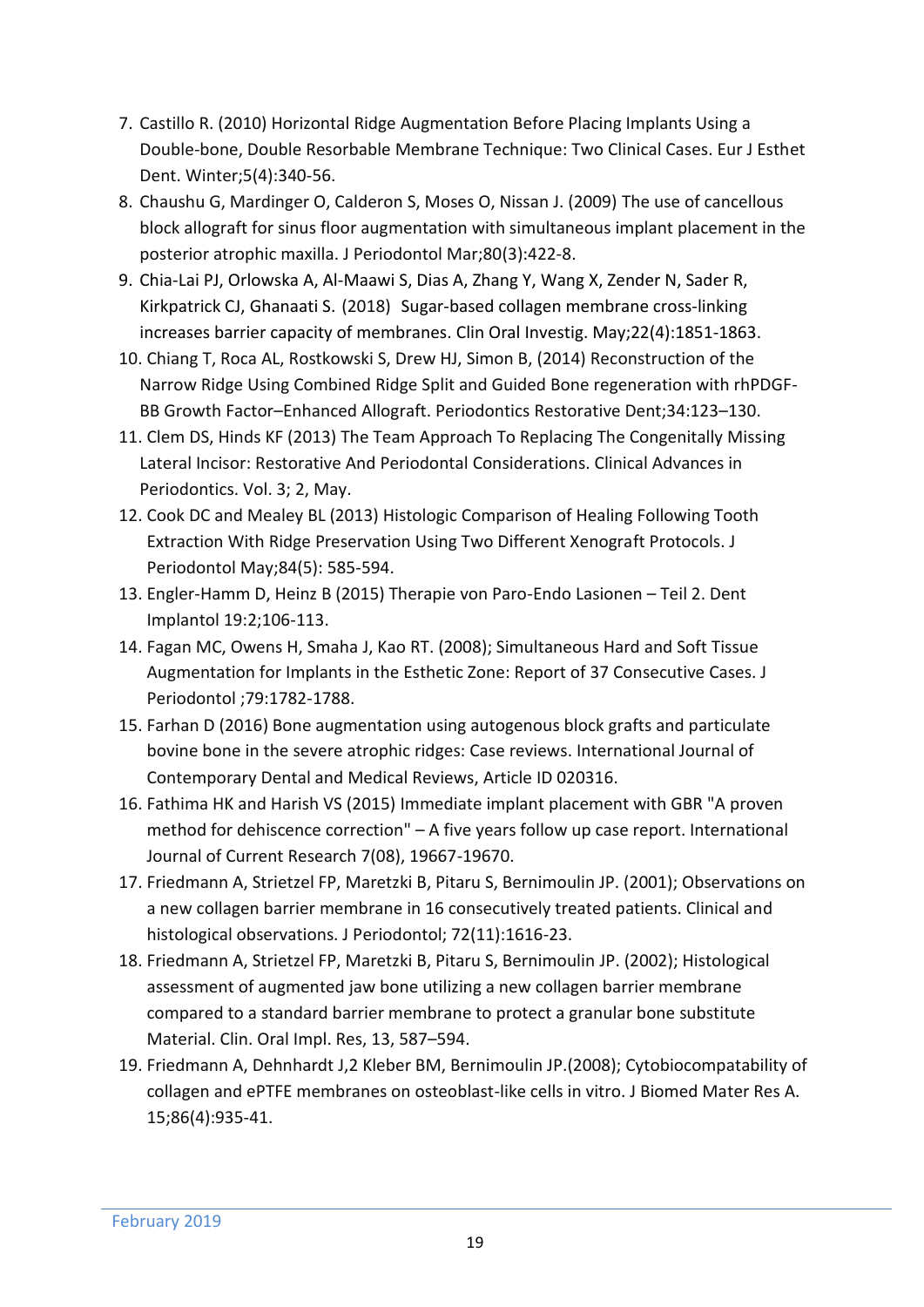7. Castillo R. (2010) Horizontal Ridge Augmentation Before Placing Implants Using a Double-bone, Double Resorbable Membrane Technique: Two Clinical Cases. Eur J Esthet Dent. Winter;5(4):340-56.
8. Chaushu G, Mardinger O, Calderon S, Moses O, Nissan J. (2009) The use of cancellous block allograft for sinus floor augmentation with simultaneous implant placement in the posterior atrophic maxilla. J Periodontol Mar;80(3):422-8.
9. Chia-Lai PJ, Orlowska A, Al-Maawi S, Dias A, Zhang Y, Wang X, Zender N, Sader R, Kirkpatrick CJ, Ghanaati S. (2018) Sugar-based collagen membrane cross-linking increases barrier capacity of membranes. Clin Oral Investig. May;22(4):1851-1863.
10. Chiang T, Roca AL, Rostkowski S, Drew HJ, Simon B, (2014) Reconstruction of the Narrow Ridge Using Combined Ridge Split and Guided Bone regeneration with rhPDGF-BB Growth Factor–Enhanced Allograft. Periodontics Restorative Dent;34:123–130.
11. Clem DS, Hinds KF (2013) The Team Approach To Replacing The Congenitally Missing Lateral Incisor: Restorative And Periodontal Considerations. Clinical Advances in Periodontics. Vol. 3; 2, May.
12. Cook DC and Mealey BL (2013) Histologic Comparison of Healing Following Tooth Extraction With Ridge Preservation Using Two Different Xenograft Protocols. J Periodontol May;84(5): 585-594.
13. Engler-Hamm D, Heinz B (2015) Therapie von Paro-Endo Lasionen – Teil 2. Dent Implantol 19:2;106-113.
14. Fagan MC, Owens H, Smaha J, Kao RT. (2008); Simultaneous Hard and Soft Tissue Augmentation for Implants in the Esthetic Zone: Report of 37 Consecutive Cases. J Periodontol ;79:1782-1788.
15. Farhan D (2016) Bone augmentation using autogenous block grafts and particulate bovine bone in the severe atrophic ridges: Case reviews. International Journal of Contemporary Dental and Medical Reviews, Article ID 020316.
16. Fathima HK and Harish VS (2015) Immediate implant placement with GBR "A proven method for dehiscence correction" – A five years follow up case report. International Journal of Current Research 7(08), 19667-19670.
17. Friedmann A, Strietzel FP, Maretzki B, Pitaru S, Bernimoulin JP. (2001); Observations on a new collagen barrier membrane in 16 consecutively treated patients. Clinical and histological observations. J Periodontol; 72(11):1616-23.
18. Friedmann A, Strietzel FP, Maretzki B, Pitaru S, Bernimoulin JP. (2002); Histological assessment of augmented jaw bone utilizing a new collagen barrier membrane compared to a standard barrier membrane to protect a granular bone substitute Material. Clin. Oral Impl. Res, 13, 587–594.
19. Friedmann A, Dehnhardt J,2 Kleber BM, Bernimoulin JP.(2008); Cytobiocompatability of collagen and ePTFE membranes on osteoblast-like cells in vitro. J Biomed Mater Res A. 15;86(4):935-41.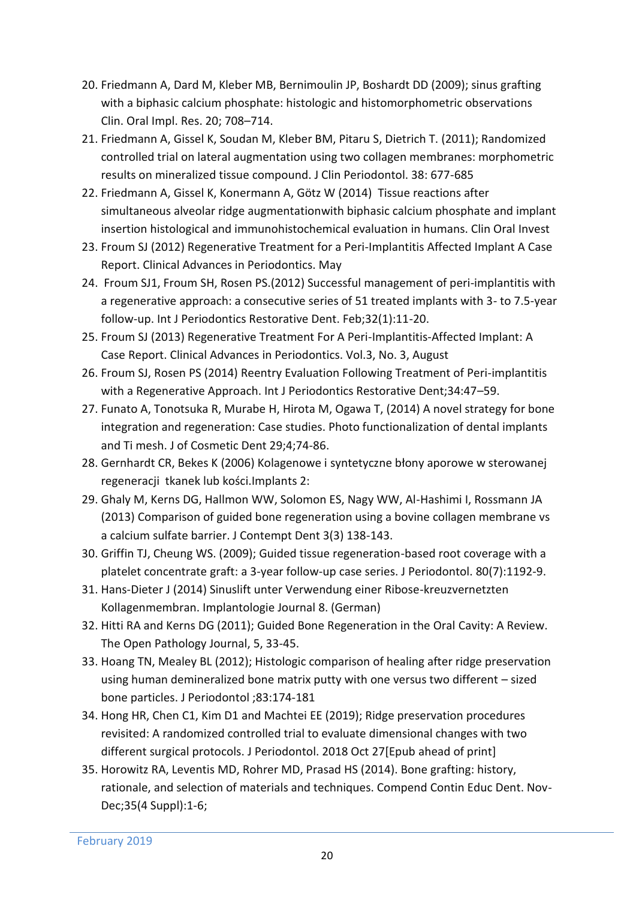20. Friedmann A, Dard M, Kleber MB, Bernimoulin JP, Boshardt DD (2009); sinus grafting with a biphasic calcium phosphate: histologic and histomorphometric observations Clin. Oral Impl. Res. 20; 708–714.
21. Friedmann A, Gissel K, Soudan M, Kleber BM, Pitaru S, Dietrich T. (2011); Randomized controlled trial on lateral augmentation using two collagen membranes: morphometric results on mineralized tissue compound. J Clin Periodontol. 38: 677-685
22. Friedmann A, Gissel K, Konermann A, Götz W (2014) Tissue reactions after simultaneous alveolar ridge augmentationwith biphasic calcium phosphate and implant insertion histological and immunohistochemical evaluation in humans. Clin Oral Invest
23. Froum SJ (2012) Regenerative Treatment for a Peri-Implantitis Affected Implant A Case Report. Clinical Advances in Periodontics. May
24. Froum SJ1, Froum SH, Rosen PS.(2012) Successful management of peri-implantitis with a regenerative approach: a consecutive series of 51 treated implants with 3- to 7.5-year follow-up. Int J Periodontics Restorative Dent. Feb;32(1):11-20.
25. Froum SJ (2013) Regenerative Treatment For A Peri-Implantitis-Affected Implant: A Case Report. Clinical Advances in Periodontics. Vol.3, No. 3, August
26. Froum SJ, Rosen PS (2014) Reentry Evaluation Following Treatment of Peri-implantitis with a Regenerative Approach. Int J Periodontics Restorative Dent;34:47–59.
27. Funato A, Tonotsuka R, Murabe H, Hirota M, Ogawa T, (2014) A novel strategy for bone integration and regeneration: Case studies. Photo functionalization of dental implants and Ti mesh. J of Cosmetic Dent 29;4;74-86.
28. Gernhardt CR, Bekes K (2006) Kolagenowe i syntetyczne błony aporowe w sterowanej regeneracji tkanek lub kości.Implants 2:
29. Ghaly M, Kerns DG, Hallmon WW, Solomon ES, Nagy WW, Al-Hashimi I, Rossmann JA (2013) Comparison of guided bone regeneration using a bovine collagen membrane vs a calcium sulfate barrier. J Contempt Dent 3(3) 138-143.
30. Griffin TJ, Cheung WS. (2009); Guided tissue regeneration-based root coverage with a platelet concentrate graft: a 3-year follow-up case series. J Periodontol. 80(7):1192-9.
31. Hans-Dieter J (2014) Sinuslift unter Verwendung einer Ribose-kreuzvernetzten Kollagenmembran. Implantologie Journal 8. (German)
32. Hitti RA and Kerns DG (2011); Guided Bone Regeneration in the Oral Cavity: A Review. The Open Pathology Journal, 5, 33-45.
33. Hoang TN, Mealey BL (2012); Histologic comparison of healing after ridge preservation using human demineralized bone matrix putty with one versus two different – sized bone particles. J Periodontol ;83:174-181
34. Hong HR, Chen C1, Kim D1 and Machtei EE (2019); Ridge preservation procedures revisited: A randomized controlled trial to evaluate dimensional changes with two different surgical protocols. J Periodontol. 2018 Oct 27[Epub ahead of print]
35. Horowitz RA, Leventis MD, Rohrer MD, Prasad HS (2014). Bone grafting: history, rationale, and selection of materials and techniques. Compend Contin Educ Dent. Nov-Dec;35(4 Suppl):1-6;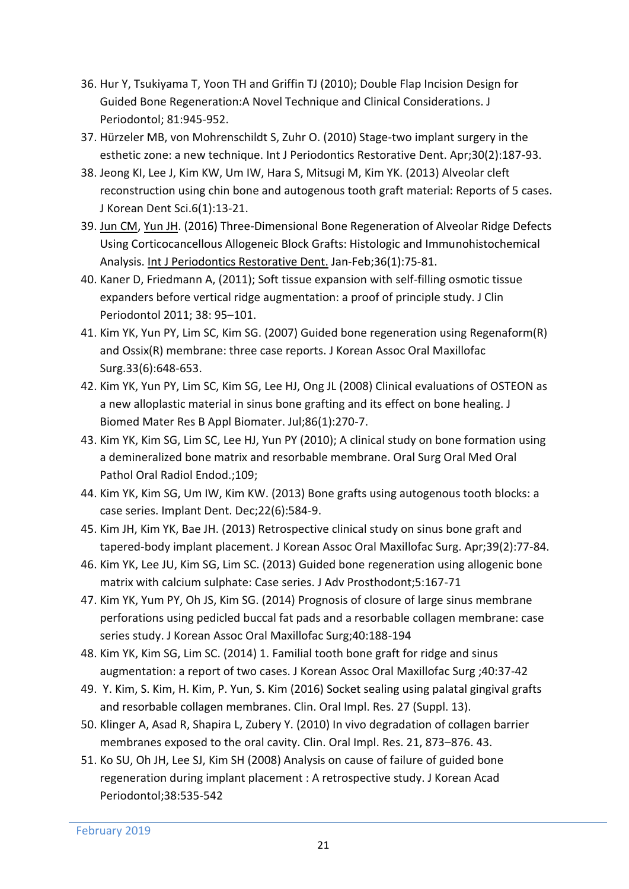36. Hur Y, Tsukiyama T, Yoon TH and Griffin TJ (2010); Double Flap Incision Design for Guided Bone Regeneration:A Novel Technique and Clinical Considerations. J Periodontol; 81:945-952.
37. Hürzeler MB, von Mohrenschildt S, Zuhr O. (2010) Stage-two implant surgery in the esthetic zone: a new technique. Int J Periodontics Restorative Dent. Apr;30(2):187-93.
38. Jeong KI, Lee J, Kim KW, Um IW, Hara S, Mitsugi M, Kim YK. (2013) Alveolar cleft reconstruction using chin bone and autogenous tooth graft material: Reports of 5 cases. J Korean Dent Sci.6(1):13-21.
39. Jun CM, Yun JH. (2016) Three-Dimensional Bone Regeneration of Alveolar Ridge Defects Using Corticocancellous Allogeneic Block Grafts: Histologic and Immunohistochemical Analysis. Int J Periodontics Restorative Dent. Jan-Feb;36(1):75-81.
40. Kaner D, Friedmann A, (2011); Soft tissue expansion with self-filling osmotic tissue expanders before vertical ridge augmentation: a proof of principle study. J Clin Periodontol 2011; 38: 95–101.
41. Kim YK, Yun PY, Lim SC, Kim SG. (2007) Guided bone regeneration using Regenaform(R) and Ossix(R) membrane: three case reports. J Korean Assoc Oral Maxillofac Surg.33(6):648-653.
42. Kim YK, Yun PY, Lim SC, Kim SG, Lee HJ, Ong JL (2008) Clinical evaluations of OSTEON as a new alloplastic material in sinus bone grafting and its effect on bone healing. J Biomed Mater Res B Appl Biomater. Jul;86(1):270-7.
43. Kim YK, Kim SG, Lim SC, Lee HJ, Yun PY (2010); A clinical study on bone formation using a demineralized bone matrix and resorbable membrane. Oral Surg Oral Med Oral Pathol Oral Radiol Endod.;109;
44. Kim YK, Kim SG, Um IW, Kim KW. (2013) Bone grafts using autogenous tooth blocks: a case series. Implant Dent. Dec;22(6):584-9.
45. Kim JH, Kim YK, Bae JH. (2013) Retrospective clinical study on sinus bone graft and tapered-body implant placement. J Korean Assoc Oral Maxillofac Surg. Apr;39(2):77-84.
46. Kim YK, Lee JU, Kim SG, Lim SC. (2013) Guided bone regeneration using allogenic bone matrix with calcium sulphate: Case series. J Adv Prosthodont;5:167-71
47. Kim YK, Yum PY, Oh JS, Kim SG. (2014) Prognosis of closure of large sinus membrane perforations using pedicled buccal fat pads and a resorbable collagen membrane: case series study. J Korean Assoc Oral Maxillofac Surg;40:188-194
48. Kim YK, Kim SG, Lim SC. (2014) 1. Familial tooth bone graft for ridge and sinus augmentation: a report of two cases. J Korean Assoc Oral Maxillofac Surg ;40:37-42
49. Y. Kim, S. Kim, H. Kim, P. Yun, S. Kim (2016) Socket sealing using palatal gingival grafts and resorbable collagen membranes. Clin. Oral Impl. Res. 27 (Suppl. 13).
50. Klinger A, Asad R, Shapira L, Zubery Y. (2010) In vivo degradation of collagen barrier membranes exposed to the oral cavity. Clin. Oral Impl. Res. 21, 873–876. 43.
51. Ko SU, Oh JH, Lee SJ, Kim SH (2008) Analysis on cause of failure of guided bone regeneration during implant placement : A retrospective study. J Korean Acad Periodontol;38:535-542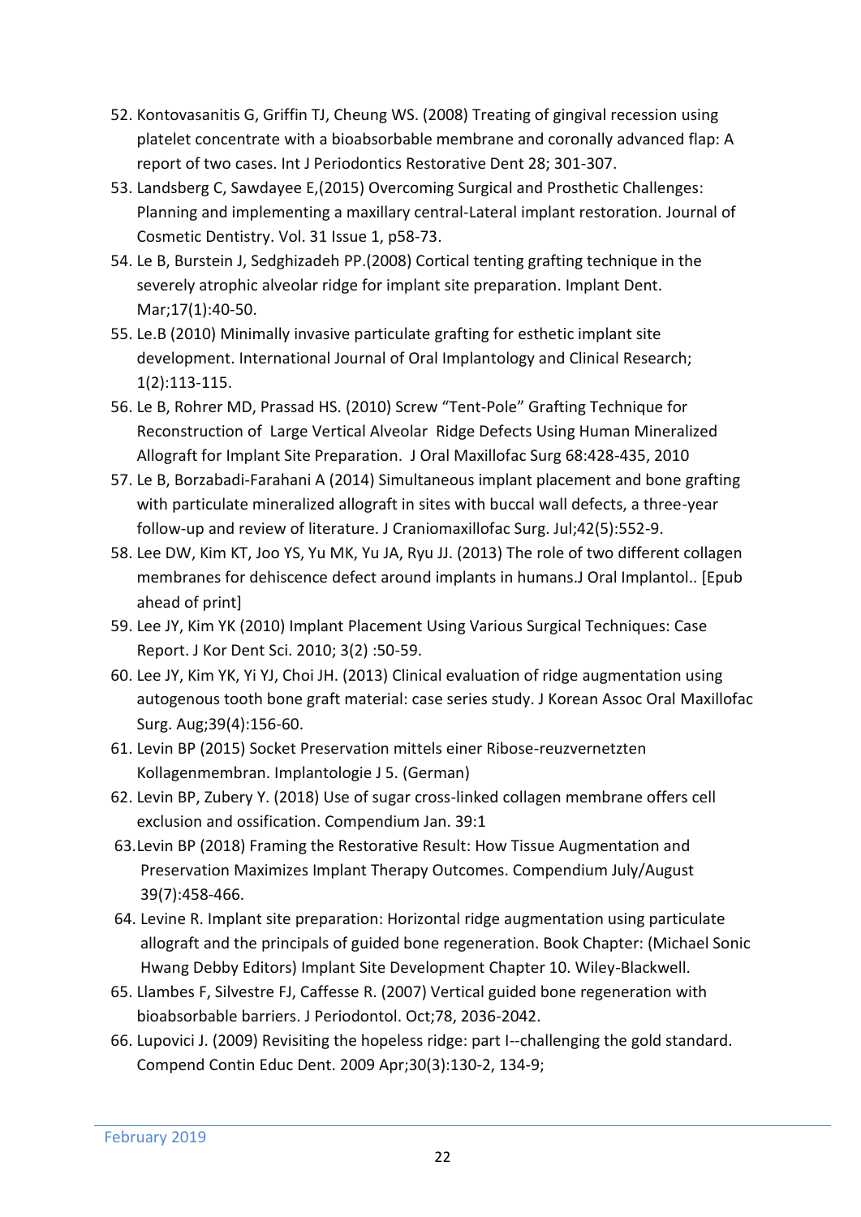52. Kontovasanitis G, Griffin TJ, Cheung WS. (2008) Treating of gingival recession using platelet concentrate with a bioabsorbable membrane and coronally advanced flap: A report of two cases. Int J Periodontics Restorative Dent 28; 301-307.
53. Landsberg C, Sawdayee E,(2015) Overcoming Surgical and Prosthetic Challenges: Planning and implementing a maxillary central-Lateral implant restoration. Journal of Cosmetic Dentistry. Vol. 31 Issue 1, p58-73.
54. Le B, Burstein J, Sedghizadeh PP.(2008) Cortical tenting grafting technique in the severely atrophic alveolar ridge for implant site preparation. Implant Dent. Mar;17(1):40-50.
55. Le.B (2010) Minimally invasive particulate grafting for esthetic implant site development. International Journal of Oral Implantology and Clinical Research; 1(2):113-115.
56. Le B, Rohrer MD, Prassad HS. (2010) Screw "Tent-Pole" Grafting Technique for Reconstruction of Large Vertical Alveolar Ridge Defects Using Human Mineralized Allograft for Implant Site Preparation. J Oral Maxillofac Surg 68:428-435, 2010
57. Le B, Borzabadi-Farahani A (2014) Simultaneous implant placement and bone grafting with particulate mineralized allograft in sites with buccal wall defects, a three-year follow-up and review of literature. J Craniomaxillofac Surg. Jul;42(5):552-9.
58. Lee DW, Kim KT, Joo YS, Yu MK, Yu JA, Ryu JJ. (2013) The role of two different collagen membranes for dehiscence defect around implants in humans.J Oral Implantol.. [Epub ahead of print]
59. Lee JY, Kim YK (2010) Implant Placement Using Various Surgical Techniques: Case Report. J Kor Dent Sci. 2010; 3(2) :50-59.
60. Lee JY, Kim YK, Yi YJ, Choi JH. (2013) Clinical evaluation of ridge augmentation using autogenous tooth bone graft material: case series study. J Korean Assoc Oral Maxillofac Surg. Aug;39(4):156-60.
61. Levin BP (2015) Socket Preservation mittels einer Ribose-reuzvernetzten Kollagenmembran. Implantologie J 5. (German)
62. Levin BP, Zubery Y. (2018) Use of sugar cross-linked collagen membrane offers cell exclusion and ossification. Compendium Jan. 39:1
63. Levin BP (2018) Framing the Restorative Result: How Tissue Augmentation and Preservation Maximizes Implant Therapy Outcomes. Compendium July/August 39(7):458-466.
64. Levine R. Implant site preparation: Horizontal ridge augmentation using particulate allograft and the principals of guided bone regeneration. Book Chapter: (Michael Sonic Hwang Debby Editors) Implant Site Development Chapter 10. Wiley-Blackwell.
65. Llambes F, Silvestre FJ, Caffesse R. (2007) Vertical guided bone regeneration with bioabsorbable barriers. J Periodontol. Oct;78, 2036-2042.
66. Lupovici J. (2009) Revisiting the hopeless ridge: part I--challenging the gold standard. Compend Contin Educ Dent. 2009 Apr;30(3):130-2, 134-9;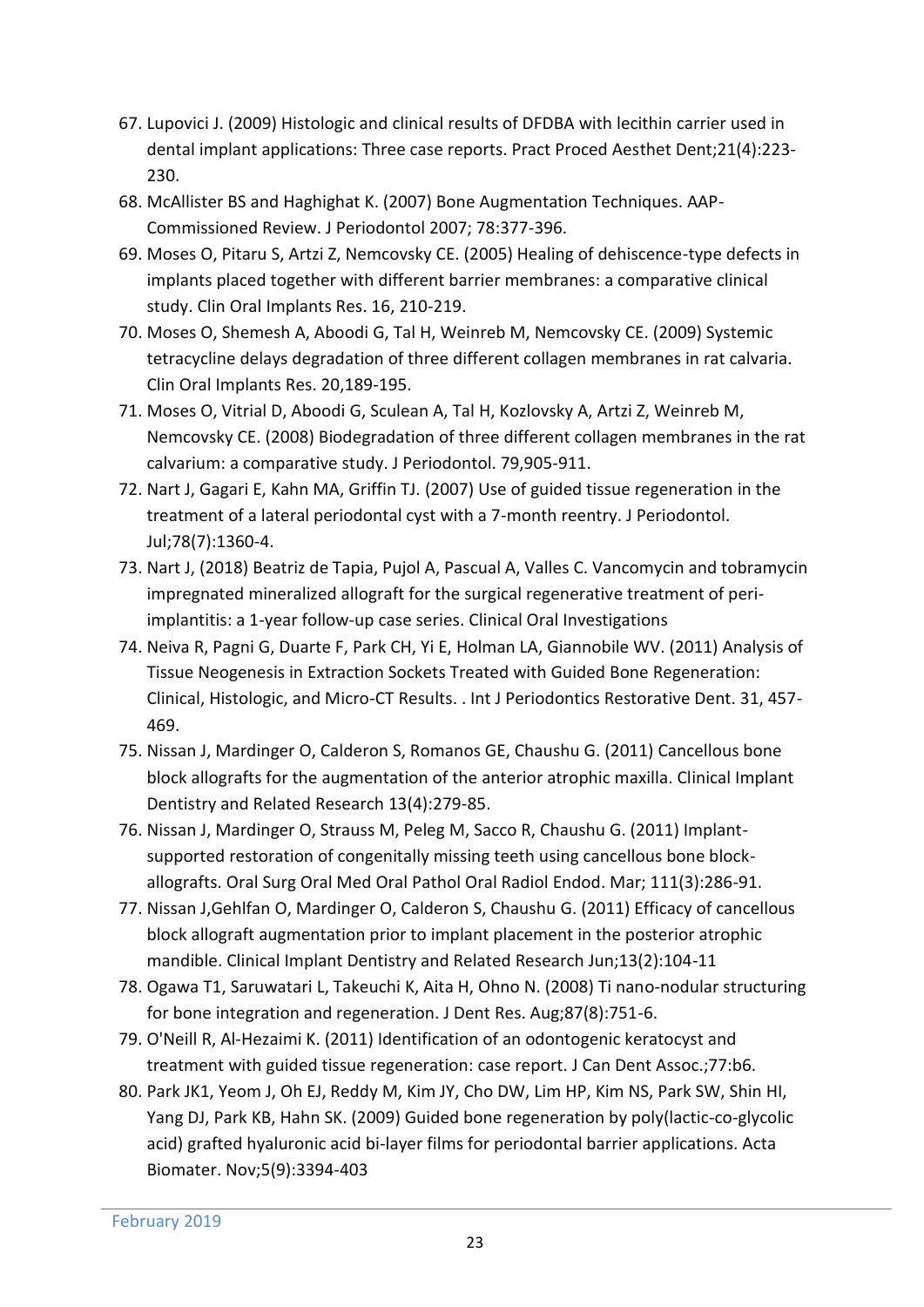67. Lupovici J. (2009) Histologic and clinical results of DFDBA with lecithin carrier used in dental implant applications: Three case reports. Pract Proced Aesthet Dent;21(4):223-230.
68. McAllister BS and Haghighat K. (2007) Bone Augmentation Techniques. AAP-Commissioned Review. J Periodontol 2007; 78:377-396.
69. Moses O, Pitaru S, Artzi Z, Nemcovsky CE. (2005) Healing of dehiscence-type defects in implants placed together with different barrier membranes: a comparative clinical study. Clin Oral Implants Res. 16, 210-219.
70. Moses O, Shemesh A, Aboodi G, Tal H, Weinreb M, Nemcovsky CE. (2009) Systemic tetracycline delays degradation of three different collagen membranes in rat calvaria. Clin Oral Implants Res. 20,189-195.
71. Moses O, Vitrial D, Aboodi G, Sculean A, Tal H, Kozlovsky A, Artzi Z, Weinreb M, Nemcovsky CE. (2008) Biodegradation of three different collagen membranes in the rat calvarium: a comparative study. J Periodontol. 79,905-911.
72. Nart J, Gagari E, Kahn MA, Griffin TJ. (2007) Use of guided tissue regeneration in the treatment of a lateral periodontal cyst with a 7-month reentry. J Periodontol. Jul;78(7):1360-4.
73. Nart J, (2018) Beatriz de Tapia, Pujol A, Pascual A, Valles C. Vancomycin and tobramycin impregnated mineralized allograft for the surgical regenerative treatment of peri-implantitis: a 1-year follow-up case series. Clinical Oral Investigations
74. Neiva R, Pagni G, Duarte F, Park CH, Yi E, Holman LA, Giannobile WV. (2011) Analysis of Tissue Neogenesis in Extraction Sockets Treated with Guided Bone Regeneration: Clinical, Histologic, and Micro-CT Results. . Int J Periodontics Restorative Dent. 31, 457-469.
75. Nissan J, Mardinger O, Calderon S, Romanos GE, Chaushu G. (2011) Cancellous bone block allografts for the augmentation of the anterior atrophic maxilla. Clinical Implant Dentistry and Related Research 13(4):279-85.
76. Nissan J, Mardinger O, Strauss M, Peleg M, Sacco R, Chaushu G. (2011) Implant-supported restoration of congenitally missing teeth using cancellous bone block-allografts. Oral Surg Oral Med Oral Pathol Oral Radiol Endod. Mar; 111(3):286-91.
77. Nissan J,Gehlfan O, Mardinger O, Calderon S, Chaushu G. (2011) Efficacy of cancellous block allograft augmentation prior to implant placement in the posterior atrophic mandible. Clinical Implant Dentistry and Related Research Jun;13(2):104-11
78. Ogawa T1, Saruwatari L, Takeuchi K, Aita H, Ohno N. (2008) Ti nano-nodular structuring for bone integration and regeneration. J Dent Res. Aug;87(8):751-6.
79. O'Neill R, Al-Hezaimi K. (2011) Identification of an odontogenic keratocyst and treatment with guided tissue regeneration: case report. J Can Dent Assoc.;77:b6.
80. Park JK1, Yeom J, Oh EJ, Reddy M, Kim JY, Cho DW, Lim HP, Kim NS, Park SW, Shin HI, Yang DJ, Park KB, Hahn SK. (2009) Guided bone regeneration by poly(lactic-co-glycolic acid) grafted hyaluronic acid bi-layer films for periodontal barrier applications. Acta Biomater. Nov;5(9):3394-403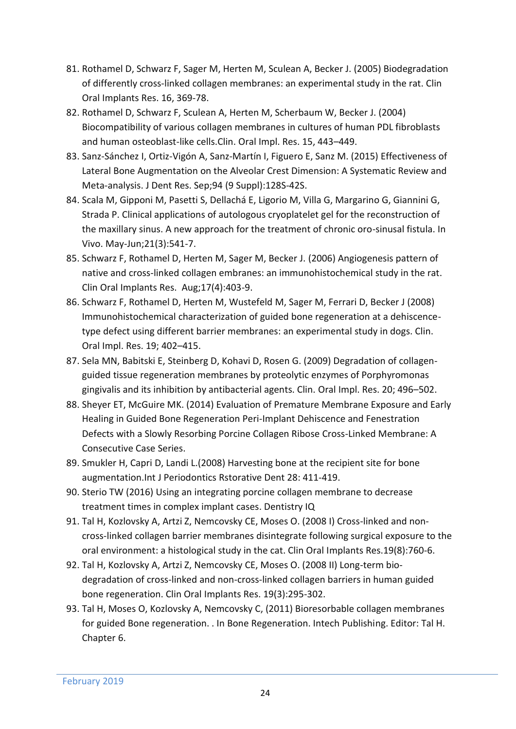81. Rothamel D, Schwarz F, Sager M, Herten M, Sculean A, Becker J. (2005) Biodegradation of differently cross-linked collagen membranes: an experimental study in the rat. Clin Oral Implants Res. 16, 369-78.
82. Rothamel D, Schwarz F, Sculean A, Herten M, Scherbaum W, Becker J. (2004) Biocompatibility of various collagen membranes in cultures of human PDL fibroblasts and human osteoblast-like cells.Clin. Oral Impl. Res. 15, 443–449.
83. Sanz-Sánchez I, Ortiz-Vigón A, Sanz-Martín I, Figuero E, Sanz M. (2015) Effectiveness of Lateral Bone Augmentation on the Alveolar Crest Dimension: A Systematic Review and Meta-analysis. J Dent Res. Sep;94 (9 Suppl):128S-42S.
84. Scala M, Gipponi M, Pasetti S, Dellachá E, Ligorio M, Villa G, Margarino G, Giannini G, Strada P. Clinical applications of autologous cryoplatelet gel for the reconstruction of the maxillary sinus. A new approach for the treatment of chronic oro-sinusal fistula. In Vivo. May-Jun;21(3):541-7.
85. Schwarz F, Rothamel D, Herten M, Sager M, Becker J. (2006) Angiogenesis pattern of native and cross-linked collagen embranes: an immunohistochemical study in the rat. Clin Oral Implants Res. Aug;17(4):403-9.
86. Schwarz F, Rothamel D, Herten M, Wustefeld M, Sager M, Ferrari D, Becker J (2008) Immunohistochemical characterization of guided bone regeneration at a dehiscence-type defect using different barrier membranes: an experimental study in dogs. Clin. Oral Impl. Res. 19; 402–415.
87. Sela MN, Babitski E, Steinberg D, Kohavi D, Rosen G. (2009) Degradation of collagen-guided tissue regeneration membranes by proteolytic enzymes of Porphyromonas gingivalis and its inhibition by antibacterial agents. Clin. Oral Impl. Res. 20; 496–502.
88. Sheyer ET, McGuire MK. (2014) Evaluation of Premature Membrane Exposure and Early Healing in Guided Bone Regeneration Peri-Implant Dehiscence and Fenestration Defects with a Slowly Resorbing Porcine Collagen Ribose Cross-Linked Membrane: A Consecutive Case Series.
89. Smukler H, Capri D, Landi L.(2008) Harvesting bone at the recipient site for bone augmentation.Int J Periodontics Rstorative Dent 28: 411-419.
90. Sterio TW (2016) Using an integrating porcine collagen membrane to decrease treatment times in complex implant cases. Dentistry IQ
91. Tal H, Kozlovsky A, Artzi Z, Nemcovsky CE, Moses O. (2008 I) Cross-linked and non-cross-linked collagen barrier membranes disintegrate following surgical exposure to the oral environment: a histological study in the cat. Clin Oral Implants Res.19(8):760-6.
92. Tal H, Kozlovsky A, Artzi Z, Nemcovsky CE, Moses O. (2008 II) Long-term bio-degradation of cross-linked and non-cross-linked collagen barriers in human guided bone regeneration. Clin Oral Implants Res. 19(3):295-302.
93. Tal H, Moses O, Kozlovsky A, Nemcovsky C, (2011) Bioresorbable collagen membranes for guided Bone regeneration. . In Bone Regeneration. Intech Publishing. Editor: Tal H. Chapter 6.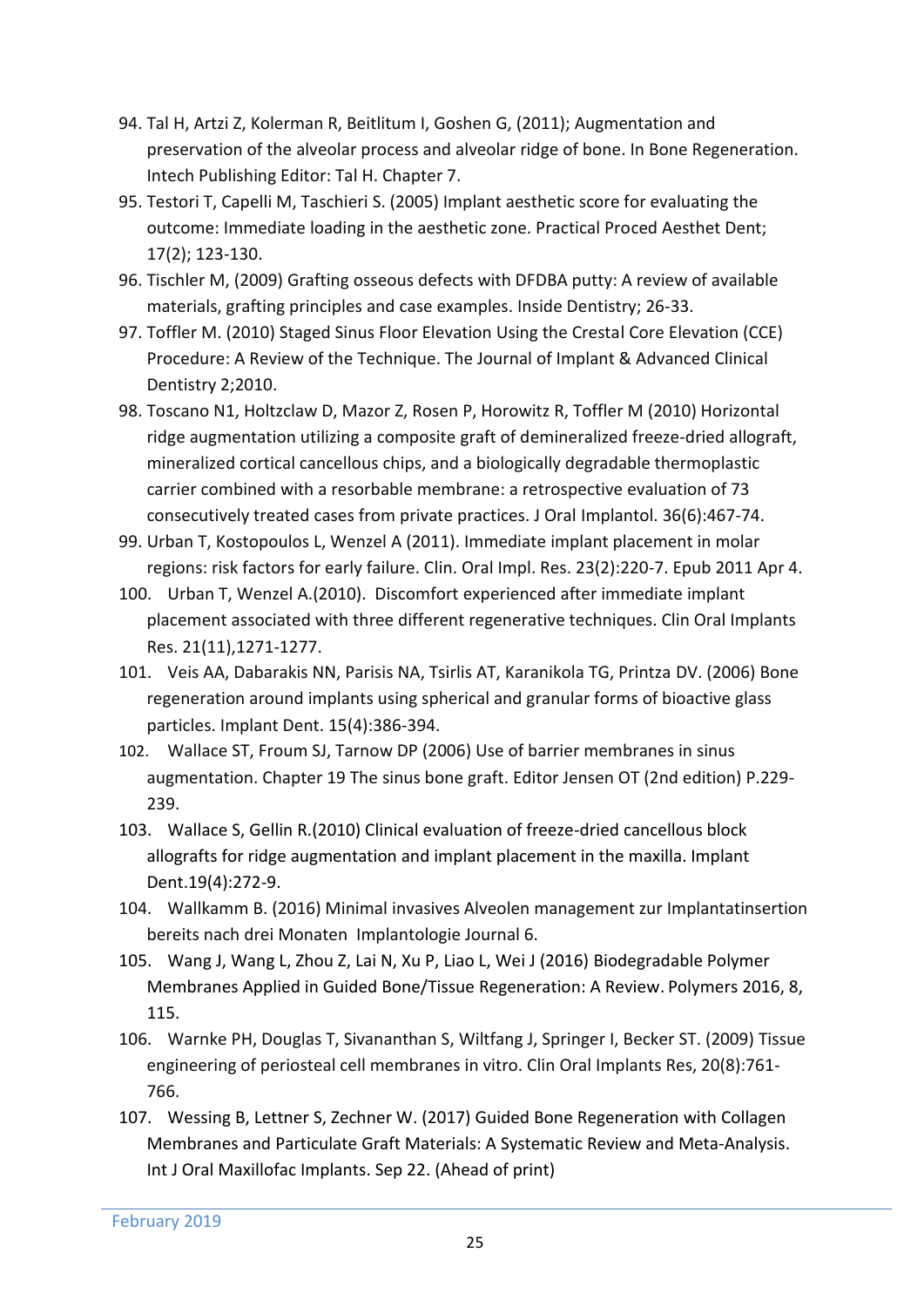94. Tal H, Artzi Z, Kolerman R, Beitlitum I, Goshen G, (2011); Augmentation and preservation of the alveolar process and alveolar ridge of bone. In Bone Regeneration. Intech Publishing Editor: Tal H. Chapter 7.
95. Testori T, Capelli M, Taschieri S. (2005) Implant aesthetic score for evaluating the outcome: Immediate loading in the aesthetic zone. Practical Proced Aesthet Dent; 17(2); 123-130.
96. Tischler M, (2009) Grafting osseous defects with DFDBA putty: A review of available materials, grafting principles and case examples. Inside Dentistry; 26-33.
97. Toffler M. (2010) Staged Sinus Floor Elevation Using the Crestal Core Elevation (CCE) Procedure: A Review of the Technique. The Journal of Implant & Advanced Clinical Dentistry 2;2010.
98. Toscano N1, Holtzclaw D, Mazor Z, Rosen P, Horowitz R, Toffler M (2010) Horizontal ridge augmentation utilizing a composite graft of demineralized freeze-dried allograft, mineralized cortical cancellous chips, and a biologically degradable thermoplastic carrier combined with a resorbable membrane: a retrospective evaluation of 73 consecutively treated cases from private practices. J Oral Implantol. 36(6):467-74.
99. Urban T, Kostopoulos L, Wenzel A (2011). Immediate implant placement in molar regions: risk factors for early failure. Clin. Oral Impl. Res. 23(2):220-7. Epub 2011 Apr 4.
100. Urban T, Wenzel A.(2010). Discomfort experienced after immediate implant placement associated with three different regenerative techniques. Clin Oral Implants Res. 21(11),1271-1277.
101. Veis AA, Dabarakis NN, Parisis NA, Tsirlis AT, Karanikola TG, Printza DV. (2006) Bone regeneration around implants using spherical and granular forms of bioactive glass particles. Implant Dent. 15(4):386-394.
102. Wallace ST, Froum SJ, Tarnow DP (2006) Use of barrier membranes in sinus augmentation. Chapter 19 The sinus bone graft. Editor Jensen OT (2nd edition) P.229-239.
103. Wallace S, Gellin R.(2010) Clinical evaluation of freeze-dried cancellous block allografts for ridge augmentation and implant placement in the maxilla. Implant Dent.19(4):272-9.
104. Wallkamm B. (2016) Minimal invasives Alveolen management zur Implantatinsertion bereits nach drei Monaten Implantologie Journal 6.
105. Wang J, Wang L, Zhou Z, Lai N, Xu P, Liao L, Wei J (2016) Biodegradable Polymer Membranes Applied in Guided Bone/Tissue Regeneration: A Review. Polymers 2016, 8, 115.
106. Warnke PH, Douglas T, Sivananthan S, Wiltfang J, Springer I, Becker ST. (2009) Tissue engineering of periosteal cell membranes in vitro. Clin Oral Implants Res, 20(8):761-766.
107. Wessing B, Lettner S, Zechner W. (2017) Guided Bone Regeneration with Collagen Membranes and Particulate Graft Materials: A Systematic Review and Meta-Analysis. Int J Oral Maxillofac Implants. Sep 22. (Ahead of print)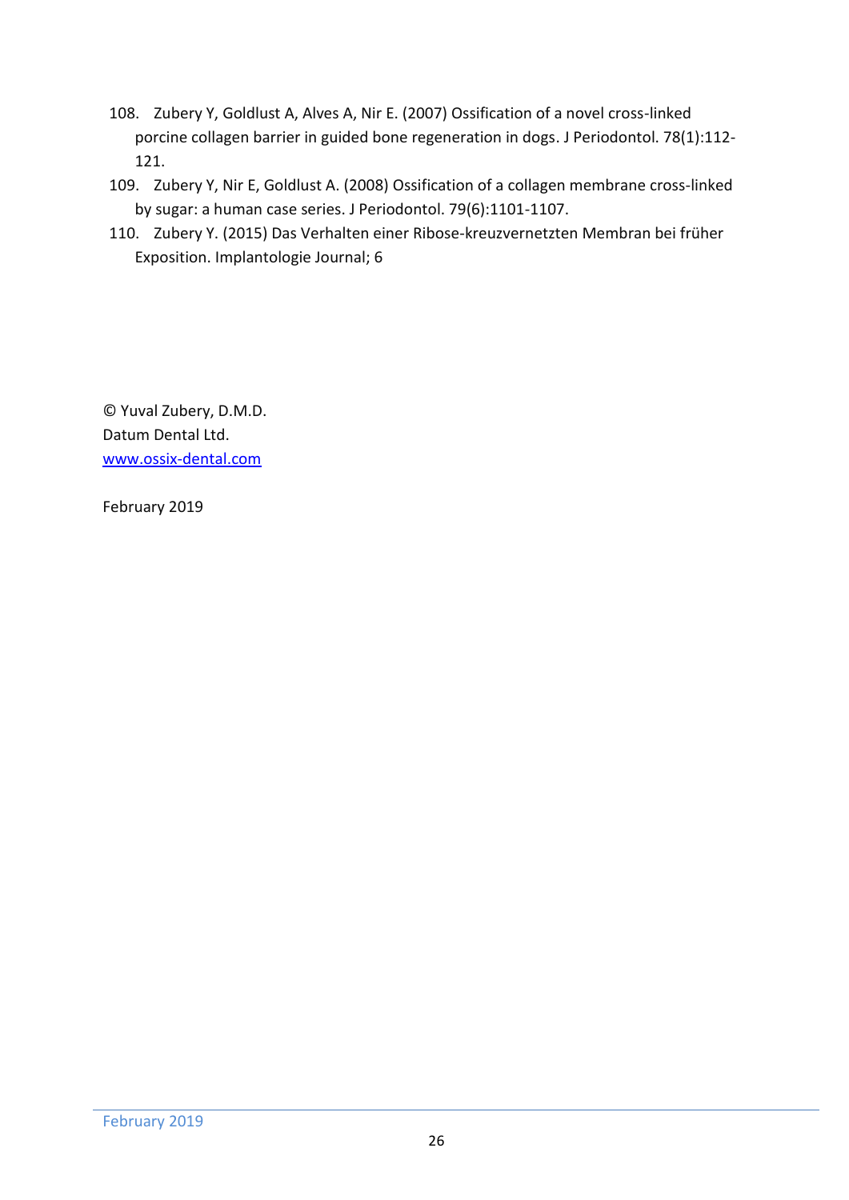108. Zubery Y, Goldlust A, Alves A, Nir E. (2007) Ossification of a novel cross-linked porcine collagen barrier in guided bone regeneration in dogs. J Periodontol. 78(1):112-121.
109. Zubery Y, Nir E, Goldlust A. (2008) Ossification of a collagen membrane cross-linked by sugar: a human case series. J Periodontol. 79(6):1101-1107.
110. Zubery Y. (2015) Das Verhalten einer Ribose-kreuzvernetzten Membran bei früher Exposition. Implantologie Journal; 6

© Yuval Zubery, D.M.D.
Datum Dental Ltd.
[www.ossix-dental.com](www.ossix-dental.com)

February 2019